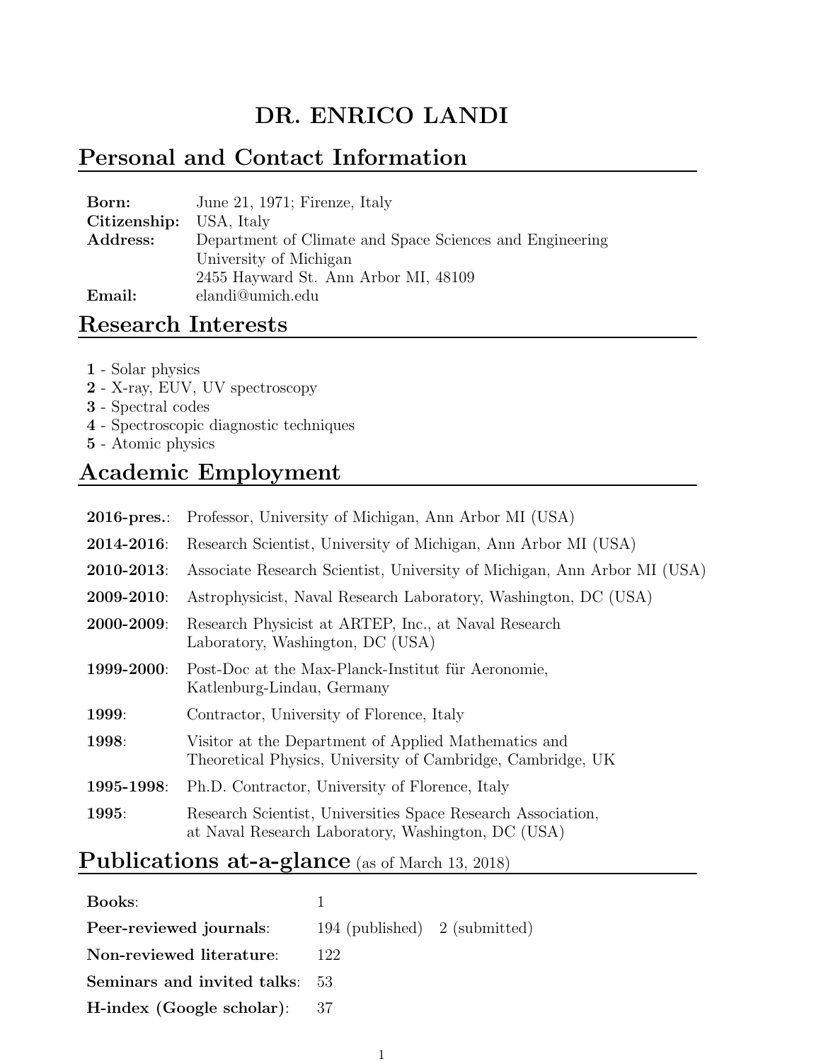# DR. ENRICO LANDI

## Personal and Contact Information

| | |
|---|---|
| **Born:** | June 21, 1971; Firenze, Italy |
| **Citizenship:** | USA, Italy |
| **Address:** | Department of Climate and Space Sciences and Engineering<br>University of Michigan<br>2455 Hayward St. Ann Arbor MI, 48109 |
| **Email:** | elandi@umich.edu |

## Research Interests

**1** - Solar physics
**2** - X-ray, EUV, UV spectroscopy
**3** - Spectral codes
**4** - Spectroscopic diagnostic techniques
**5** - Atomic physics

## Academic Employment

| | |
|---|---|
| **2016-pres.**: | Professor, University of Michigan, Ann Arbor MI (USA) |
| **2014-2016**: | Research Scientist, University of Michigan, Ann Arbor MI (USA) |
| **2010-2013**: | Associate Research Scientist, University of Michigan, Ann Arbor MI (USA) |
| **2009-2010**: | Astrophysicist, Naval Research Laboratory, Washington, DC (USA) |
| **2000-2009**: | Research Physicist at ARTEP, Inc., at Naval Research Laboratory, Washington, DC (USA) |
| **1999-2000**: | Post-Doc at the Max-Planck-Institut für Aeronomie, Katlenburg-Lindau, Germany |
| **1999**: | Contractor, University of Florence, Italy |
| **1998**: | Visitor at the Department of Applied Mathematics and Theoretical Physics, University of Cambridge, Cambridge, UK |
| **1995-1998**: | Ph.D. Contractor, University of Florence, Italy |
| **1995**: | Research Scientist, Universities Space Research Association, at Naval Research Laboratory, Washington, DC (USA) |

## Publications at-a-glance (as of March 13, 2018)

| | | |
|---|---|---|
| **Books**: | 1 | |
| **Peer-reviewed journals**: | 194 (published) | 2 (submitted) |
| **Non-reviewed literature**: | 122 | |
| **Seminars and invited talks**: | 53 | |
| **H-index (Google scholar)**: | 37 | |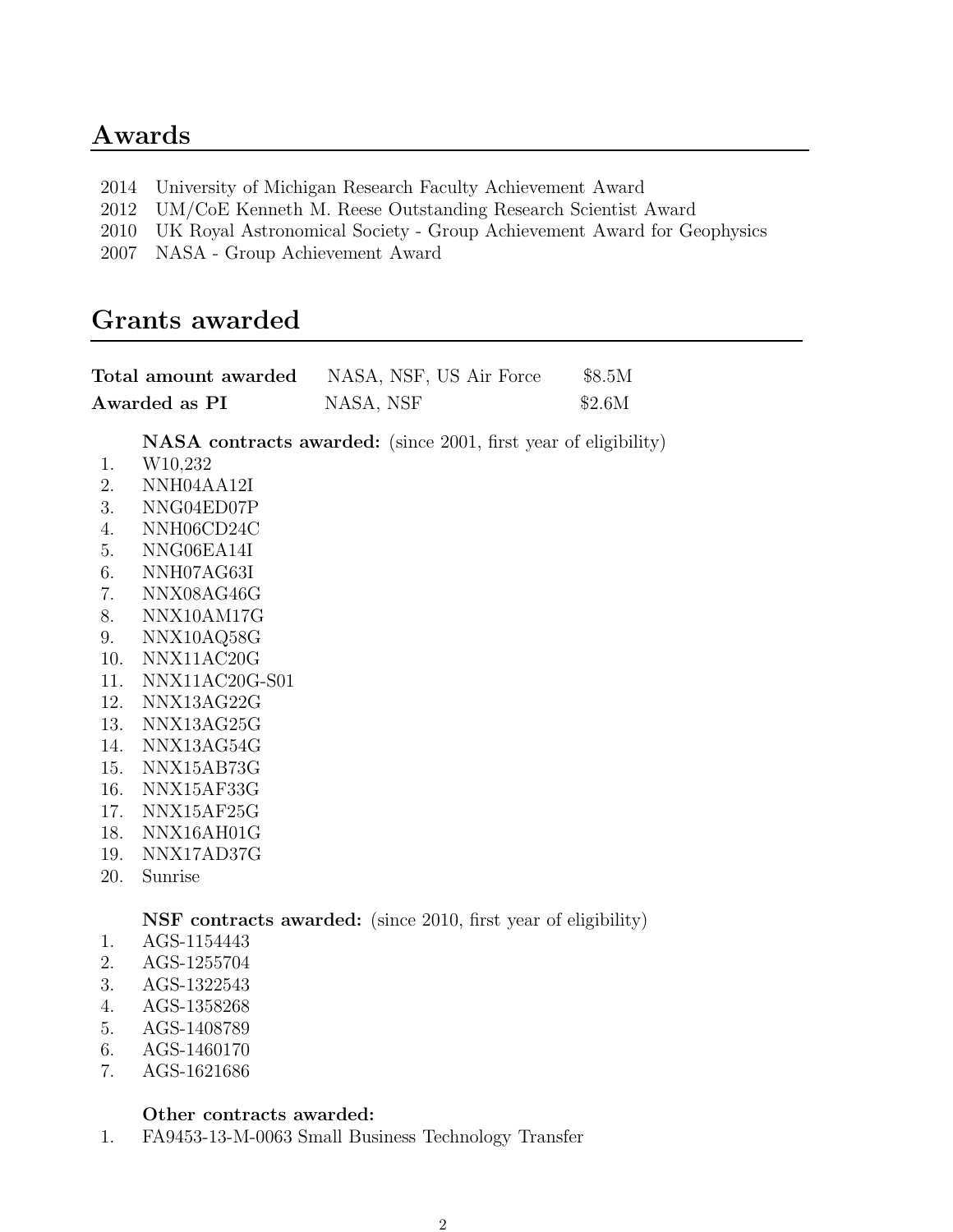## Awards

2014 University of Michigan Research Faculty Achievement Award
2012 UM/CoE Kenneth M. Reese Outstanding Research Scientist Award
2010 UK Royal Astronomical Society - Group Achievement Award for Geophysics
2007 NASA - Group Achievement Award

## Grants awarded

| | | |
|---|---|---|
| **Total amount awarded** | NASA, NSF, US Air Force | \$8.5M |
| **Awarded as PI** | NASA, NSF | \$2.6M |

**NASA contracts awarded:** (since 2001, first year of eligibility)

1. W10,232
2. NNH04AA12I
3. NNG04ED07P
4. NNH06CD24C
5. NNG06EA14I
6. NNH07AG63I
7. NNX08AG46G
8. NNX10AM17G
9. NNX10AQ58G
10. NNX11AC20G
11. NNX11AC20G-S01
12. NNX13AG22G
13. NNX13AG25G
14. NNX13AG54G
15. NNX15AB73G
16. NNX15AF33G
17. NNX15AF25G
18. NNX16AH01G
19. NNX17AD37G
20. Sunrise

**NSF contracts awarded:** (since 2010, first year of eligibility)

1. AGS-1154443
2. AGS-1255704
3. AGS-1322543
4. AGS-1358268
5. AGS-1408789
6. AGS-1460170
7. AGS-1621686

**Other contracts awarded:**

1. FA9453-13-M-0063 Small Business Technology Transfer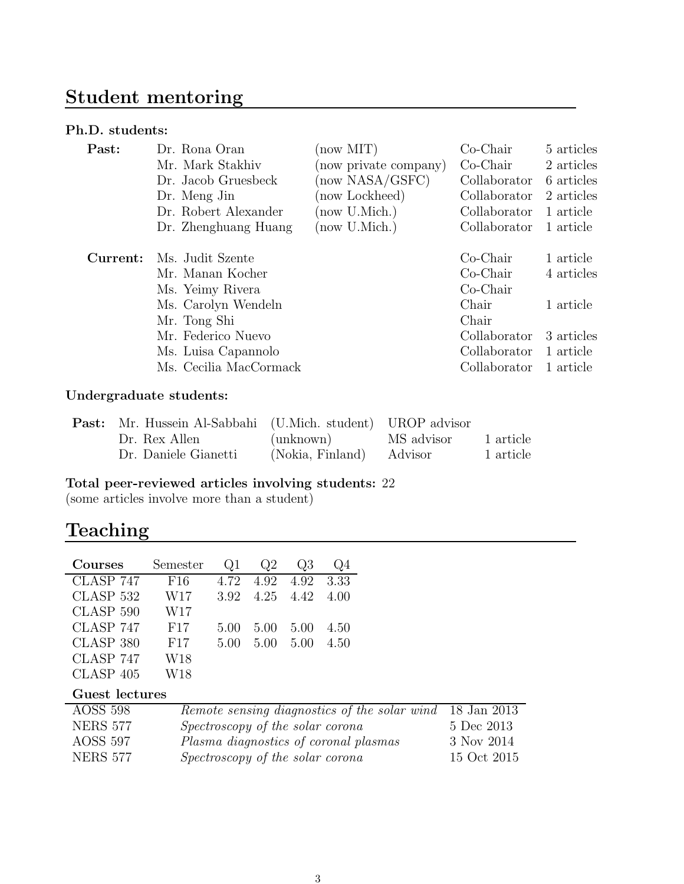## Student mentoring

**Ph.D. students:**

| | | | | |
|---|---|---|---|---|
| **Past:** | Dr. Rona Oran | (now MIT) | Co-Chair | 5 articles |
| | Mr. Mark Stakhiv | (now private company) | Co-Chair | 2 articles |
| | Dr. Jacob Gruesbeck | (now NASA/GSFC) | Collaborator | 6 articles |
| | Dr. Meng Jin | (now Lockheed) | Collaborator | 2 articles |
| | Dr. Robert Alexander | (now U.Mich.) | Collaborator | 1 article |
| | Dr. Zhenghuang Huang | (now U.Mich.) | Collaborator | 1 article |
| **Current:** | Ms. Judit Szente | | Co-Chair | 1 article |
| | Mr. Manan Kocher | | Co-Chair | 4 articles |
| | Ms. Yeimy Rivera | | Co-Chair | |
| | Ms. Carolyn Wendeln | | Chair | 1 article |
| | Mr. Tong Shi | | Chair | |
| | Mr. Federico Nuevo | | Collaborator | 3 articles |
| | Ms. Luisa Capannolo | | Collaborator | 1 article |
| | Ms. Cecilia MacCormack | | Collaborator | 1 article |

**Undergraduate students:**

| | | | | |
|---|---|---|---|---|
| **Past:** | Mr. Hussein Al-Sabbahi | (U.Mich. student) | UROP advisor | |
| | Dr. Rex Allen | (unknown) | MS advisor | 1 article |
| | Dr. Daniele Gianetti | (Nokia, Finland) | Advisor | 1 article |

**Total peer-reviewed articles involving students:** 22
(some articles involve more than a student)

## Teaching

| Courses | Semester | Q1 | Q2 | Q3 | Q4 |
|---|---|---|---|---|---|
| CLASP 747 | F16 | 4.72 | 4.92 | 4.92 | 3.33 |
| CLASP 532 | W17 | 3.92 | 4.25 | 4.42 | 4.00 |
| CLASP 590 | W17 | | | | |
| CLASP 747 | F17 | 5.00 | 5.00 | 5.00 | 4.50 |
| CLASP 380 | F17 | 5.00 | 5.00 | 5.00 | 4.50 |
| CLASP 747 | W18 | | | | |
| CLASP 405 | W18 | | | | |

**Guest lectures**

| | | |
|---|---|---|
| AOSS 598 | *Remote sensing diagnostics of the solar wind* | 18 Jan 2013 |
| NERS 577 | *Spectroscopy of the solar corona* | 5 Dec 2013 |
| AOSS 597 | *Plasma diagnostics of coronal plasmas* | 3 Nov 2014 |
| NERS 577 | *Spectroscopy of the solar corona* | 15 Oct 2015 |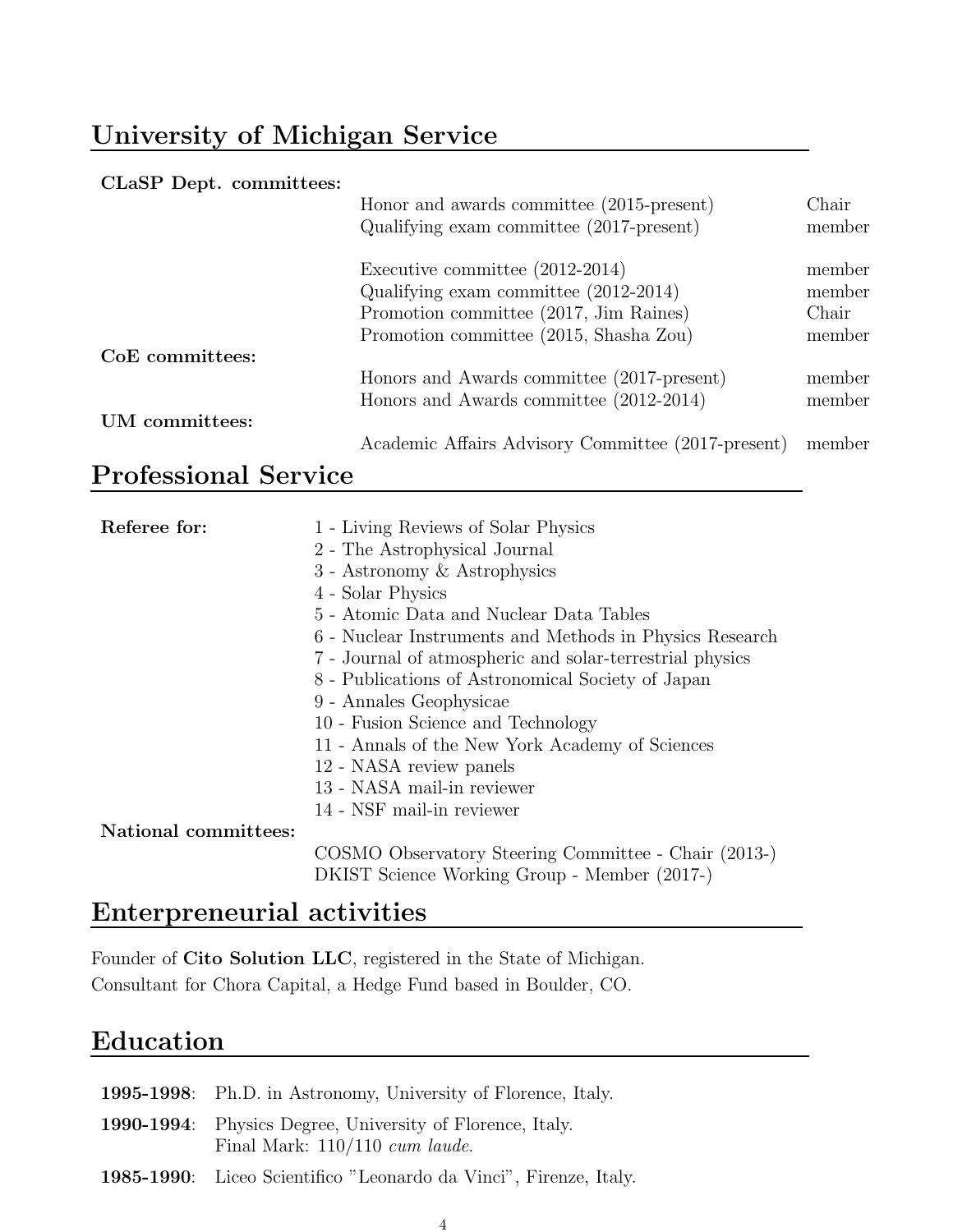## University of Michigan Service

**CLaSP Dept. committees:**

| | |
|---|---|
| Honor and awards committee (2015-present) | Chair |
| Qualifying exam committee (2017-present) | member |
| Executive committee (2012-2014) | member |
| Qualifying exam committee (2012-2014) | member |
| Promotion committee (2017, Jim Raines) | Chair |
| Promotion committee (2015, Shasha Zou) | member |

**CoE committees:**

| | |
|---|---|
| Honors and Awards committee (2017-present) | member |
| Honors and Awards committee (2012-2014) | member |

**UM committees:**

| | |
|---|---|
| Academic Affairs Advisory Committee (2017-present) | member |

## Professional Service

**Referee for:**

1 - Living Reviews of Solar Physics
2 - The Astrophysical Journal
3 - Astronomy & Astrophysics
4 - Solar Physics
5 - Atomic Data and Nuclear Data Tables
6 - Nuclear Instruments and Methods in Physics Research
7 - Journal of atmospheric and solar-terrestrial physics
8 - Publications of Astronomical Society of Japan
9 - Annales Geophysicae
10 - Fusion Science and Technology
11 - Annals of the New York Academy of Sciences
12 - NASA review panels
13 - NASA mail-in reviewer
14 - NSF mail-in reviewer

**National committees:**

COSMO Observatory Steering Committee - Chair (2013-)
DKIST Science Working Group - Member (2017-)

## Enterpreneurial activities

Founder of **Cito Solution LLC**, registered in the State of Michigan.
Consultant for Chora Capital, a Hedge Fund based in Boulder, CO.

## Education

**1995-1998**: Ph.D. in Astronomy, University of Florence, Italy.

**1990-1994**: Physics Degree, University of Florence, Italy.
Final Mark: 110/110 *cum laude.*

**1985-1990**: Liceo Scientifico "Leonardo da Vinci", Firenze, Italy.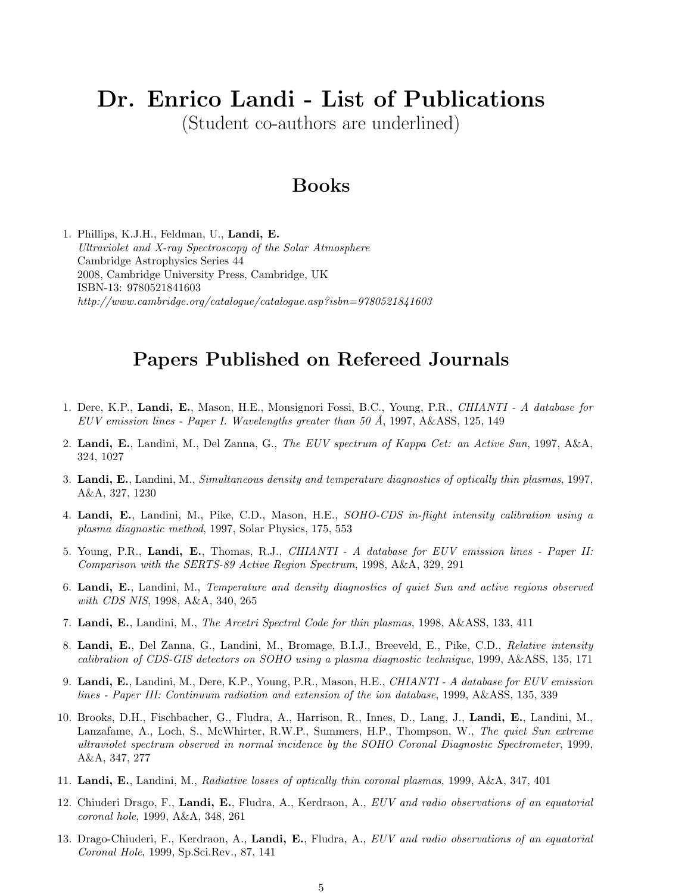# Dr. Enrico Landi - List of Publications

(Student co-authors are underlined)

## Books

1. Phillips, K.J.H., Feldman, U., **Landi, E.**
   *Ultraviolet and X-ray Spectroscopy of the Solar Atmosphere*
   Cambridge Astrophysics Series 44
   2008, Cambridge University Press, Cambridge, UK
   ISBN-13: 9780521841603
   *http://www.cambridge.org/catalogue/catalogue.asp?isbn=9780521841603*

## Papers Published on Refereed Journals

1. Dere, K.P., **Landi, E.**, Mason, H.E., Monsignori Fossi, B.C., Young, P.R., *CHIANTI - A database for EUV emission lines - Paper I. Wavelengths greater than 50 Å*, 1997, A&ASS, 125, 149
2. **Landi, E.**, Landini, M., Del Zanna, G., *The EUV spectrum of Kappa Cet: an Active Sun*, 1997, A&A, 324, 1027
3. **Landi, E.**, Landini, M., *Simultaneous density and temperature diagnostics of optically thin plasmas*, 1997, A&A, 327, 1230
4. **Landi, E.**, Landini, M., Pike, C.D., Mason, H.E., *SOHO-CDS in-flight intensity calibration using a plasma diagnostic method*, 1997, Solar Physics, 175, 553
5. Young, P.R., **Landi, E.**, Thomas, R.J., *CHIANTI - A database for EUV emission lines - Paper II: Comparison with the SERTS-89 Active Region Spectrum*, 1998, A&A, 329, 291
6. **Landi, E.**, Landini, M., *Temperature and density diagnostics of quiet Sun and active regions observed with CDS NIS*, 1998, A&A, 340, 265
7. **Landi, E.**, Landini, M., *The Arcetri Spectral Code for thin plasmas*, 1998, A&ASS, 133, 411
8. **Landi, E.**, Del Zanna, G., Landini, M., Bromage, B.I.J., Breeveld, E., Pike, C.D., *Relative intensity calibration of CDS-GIS detectors on SOHO using a plasma diagnostic technique*, 1999, A&ASS, 135, 171
9. **Landi, E.**, Landini, M., Dere, K.P., Young, P.R., Mason, H.E., *CHIANTI - A database for EUV emission lines - Paper III: Continuum radiation and extension of the ion database*, 1999, A&ASS, 135, 339
10. Brooks, D.H., Fischbacher, G., Fludra, A., Harrison, R., Innes, D., Lang, J., **Landi, E.**, Landini, M., Lanzafame, A., Loch, S., McWhirter, R.W.P., Summers, H.P., Thompson, W., *The quiet Sun extreme ultraviolet spectrum observed in normal incidence by the SOHO Coronal Diagnostic Spectrometer*, 1999, A&A, 347, 277
11. **Landi, E.**, Landini, M., *Radiative losses of optically thin coronal plasmas*, 1999, A&A, 347, 401
12. Chiuderi Drago, F., **Landi, E.**, Fludra, A., Kerdraon, A., *EUV and radio observations of an equatorial coronal hole*, 1999, A&A, 348, 261
13. Drago-Chiuderi, F., Kerdraon, A., **Landi, E.**, Fludra, A., *EUV and radio observations of an equatorial Coronal Hole*, 1999, Sp.Sci.Rev., 87, 141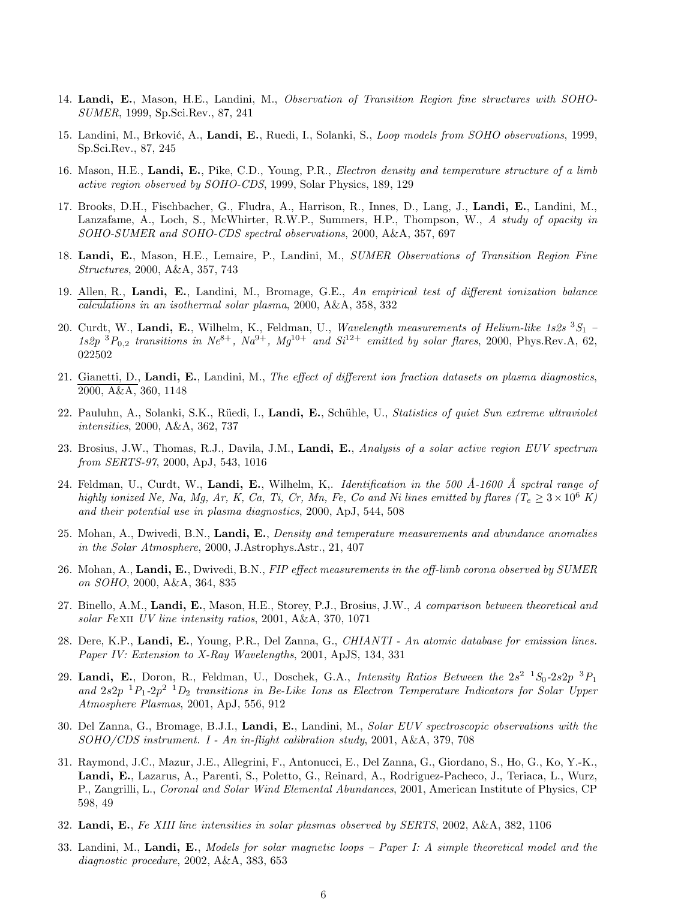14. **Landi, E.**, Mason, H.E., Landini, M., *Observation of Transition Region fine structures with SOHO-SUMER*, 1999, Sp.Sci.Rev., 87, 241

15. Landini, M., Brković, A., **Landi, E.**, Ruedi, I., Solanki, S., *Loop models from SOHO observations*, 1999, Sp.Sci.Rev., 87, 245

16. Mason, H.E., **Landi, E.**, Pike, C.D., Young, P.R., *Electron density and temperature structure of a limb active region observed by SOHO-CDS*, 1999, Solar Physics, 189, 129

17. Brooks, D.H., Fischbacher, G., Fludra, A., Harrison, R., Innes, D., Lang, J., **Landi, E.**, Landini, M., Lanzafame, A., Loch, S., McWhirter, R.W.P., Summers, H.P., Thompson, W., *A study of opacity in SOHO-SUMER and SOHO-CDS spectral observations*, 2000, A&A, 357, 697

18. **Landi, E.**, Mason, H.E., Lemaire, P., Landini, M., *SUMER Observations of Transition Region Fine Structures*, 2000, A&A, 357, 743

19. Allen, R., **Landi, E.**, Landini, M., Bromage, G.E., *An empirical test of different ionization balance calculations in an isothermal solar plasma*, 2000, A&A, 358, 332

20. Curdt, W., **Landi, E.**, Wilhelm, K., Feldman, U., *Wavelength measurements of Helium-like 1s2s $^3S_1$ – 1s2p $^3P_{0,2}$ transitions in $Ne^{8+}$, $Na^{9+}$, $Mg^{10+}$ and $Si^{12+}$ emitted by solar flares*, 2000, Phys.Rev.A, 62, 022502

21. Gianetti, D., **Landi, E.**, Landini, M., *The effect of different ion fraction datasets on plasma diagnostics*, 2000, A&A, 360, 1148

22. Pauluhn, A., Solanki, S.K., Rüedi, I., **Landi, E.**, Schühle, U., *Statistics of quiet Sun extreme ultraviolet intensities*, 2000, A&A, 362, 737

23. Brosius, J.W., Thomas, R.J., Davila, J.M., **Landi, E.**, *Analysis of a solar active region EUV spectrum from SERTS-97*, 2000, ApJ, 543, 1016

24. Feldman, U., Curdt, W., **Landi, E.**, Wilhelm, K,. *Identification in the 500 Å-1600 Å spctral range of highly ionized Ne, Na, Mg, Ar, K, Ca, Ti, Cr, Mn, Fe, Co and Ni lines emitted by flares ($T_e \geq 3\times10^6$ K) and their potential use in plasma diagnostics*, 2000, ApJ, 544, 508

25. Mohan, A., Dwivedi, B.N., **Landi, E.**, *Density and temperature measurements and abundance anomalies in the Solar Atmosphere*, 2000, J.Astrophys.Astr., 21, 407

26. Mohan, A., **Landi, E.**, Dwivedi, B.N., *FIP effect measurements in the off-limb corona observed by SUMER on SOHO*, 2000, A&A, 364, 835

27. Binello, A.M., **Landi, E.**, Mason, H.E., Storey, P.J., Brosius, J.W., *A comparison between theoretical and solar Fe XII UV line intensity ratios*, 2001, A&A, 370, 1071

28. Dere, K.P., **Landi, E.**, Young, P.R., Del Zanna, G., *CHIANTI - An atomic database for emission lines. Paper IV: Extension to X-Ray Wavelengths*, 2001, ApJS, 134, 331

29. **Landi, E.**, Doron, R., Feldman, U., Doschek, G.A., *Intensity Ratios Between the $2s^2$ $^1S_0$-2s2p $^3P_1$ and 2s2p $^1P_1$-$2p^2$ $^1D_2$ transitions in Be-Like Ions as Electron Temperature Indicators for Solar Upper Atmosphere Plasmas*, 2001, ApJ, 556, 912

30. Del Zanna, G., Bromage, B.J.I., **Landi, E.**, Landini, M., *Solar EUV spectroscopic observations with the SOHO/CDS instrument. I - An in-flight calibration study*, 2001, A&A, 379, 708

31. Raymond, J.C., Mazur, J.E., Allegrini, F., Antonucci, E., Del Zanna, G., Giordano, S., Ho, G., Ko, Y.-K., **Landi, E.**, Lazarus, A., Parenti, S., Poletto, G., Reinard, A., Rodriguez-Pacheco, J., Teriaca, L., Wurz, P., Zangrilli, L., *Coronal and Solar Wind Elemental Abundances*, 2001, American Institute of Physics, CP 598, 49

32. **Landi, E.**, *Fe XIII line intensities in solar plasmas observed by SERTS*, 2002, A&A, 382, 1106

33. Landini, M., **Landi, E.**, *Models for solar magnetic loops – Paper I: A simple theoretical model and the diagnostic procedure*, 2002, A&A, 383, 653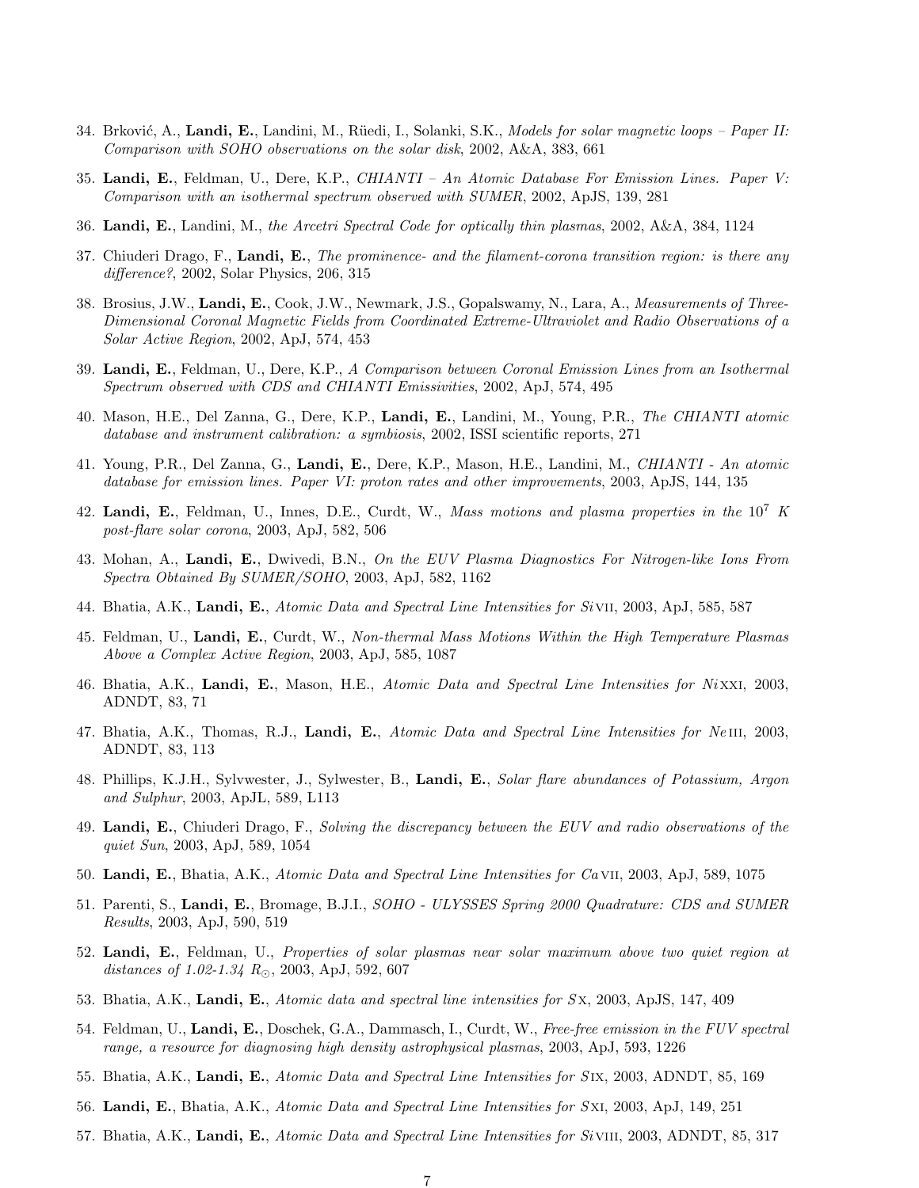34. Brković, A., **Landi, E.**, Landini, M., Rüedi, I., Solanki, S.K., *Models for solar magnetic loops – Paper II: Comparison with SOHO observations on the solar disk*, 2002, A&A, 383, 661

35. **Landi, E.**, Feldman, U., Dere, K.P., *CHIANTI – An Atomic Database For Emission Lines. Paper V: Comparison with an isothermal spectrum observed with SUMER*, 2002, ApJS, 139, 281

36. **Landi, E.**, Landini, M., *the Arcetri Spectral Code for optically thin plasmas*, 2002, A&A, 384, 1124

37. Chiuderi Drago, F., **Landi, E.**, *The prominence- and the filament-corona transition region: is there any difference?*, 2002, Solar Physics, 206, 315

38. Brosius, J.W., **Landi, E.**, Cook, J.W., Newmark, J.S., Gopalswamy, N., Lara, A., *Measurements of Three-Dimensional Coronal Magnetic Fields from Coordinated Extreme-Ultraviolet and Radio Observations of a Solar Active Region*, 2002, ApJ, 574, 453

39. **Landi, E.**, Feldman, U., Dere, K.P., *A Comparison between Coronal Emission Lines from an Isothermal Spectrum observed with CDS and CHIANTI Emissivities*, 2002, ApJ, 574, 495

40. Mason, H.E., Del Zanna, G., Dere, K.P., **Landi, E.**, Landini, M., Young, P.R., *The CHIANTI atomic database and instrument calibration: a symbiosis*, 2002, ISSI scientific reports, 271

41. Young, P.R., Del Zanna, G., **Landi, E.**, Dere, K.P., Mason, H.E., Landini, M., *CHIANTI - An atomic database for emission lines. Paper VI: proton rates and other improvements*, 2003, ApJS, 144, 135

42. **Landi, E.**, Feldman, U., Innes, D.E., Curdt, W., *Mass motions and plasma properties in the $10^7$ K post-flare solar corona*, 2003, ApJ, 582, 506

43. Mohan, A., **Landi, E.**, Dwivedi, B.N., *On the EUV Plasma Diagnostics For Nitrogen-like Ions From Spectra Obtained By SUMER/SOHO*, 2003, ApJ, 582, 1162

44. Bhatia, A.K., **Landi, E.**, *Atomic Data and Spectral Line Intensities for Si* VII, 2003, ApJ, 585, 587

45. Feldman, U., **Landi, E.**, Curdt, W., *Non-thermal Mass Motions Within the High Temperature Plasmas Above a Complex Active Region*, 2003, ApJ, 585, 1087

46. Bhatia, A.K., **Landi, E.**, Mason, H.E., *Atomic Data and Spectral Line Intensities for Ni* XXI, 2003, ADNDT, 83, 71

47. Bhatia, A.K., Thomas, R.J., **Landi, E.**, *Atomic Data and Spectral Line Intensities for Ne* III, 2003, ADNDT, 83, 113

48. Phillips, K.J.H., Sylvwester, J., Sylwester, B., **Landi, E.**, *Solar flare abundances of Potassium, Argon and Sulphur*, 2003, ApJL, 589, L113

49. **Landi, E.**, Chiuderi Drago, F., *Solving the discrepancy between the EUV and radio observations of the quiet Sun*, 2003, ApJ, 589, 1054

50. **Landi, E.**, Bhatia, A.K., *Atomic Data and Spectral Line Intensities for Ca* VII, 2003, ApJ, 589, 1075

51. Parenti, S., **Landi, E.**, Bromage, B.J.I., *SOHO - ULYSSES Spring 2000 Quadrature: CDS and SUMER Results*, 2003, ApJ, 590, 519

52. **Landi, E.**, Feldman, U., *Properties of solar plasmas near solar maximum above two quiet region at distances of 1.02-1.34 $R_\odot$*, 2003, ApJ, 592, 607

53. Bhatia, A.K., **Landi, E.**, *Atomic data and spectral line intensities for S* X, 2003, ApJS, 147, 409

54. Feldman, U., **Landi, E.**, Doschek, G.A., Dammasch, I., Curdt, W., *Free-free emission in the FUV spectral range, a resource for diagnosing high density astrophysical plasmas*, 2003, ApJ, 593, 1226

55. Bhatia, A.K., **Landi, E.**, *Atomic Data and Spectral Line Intensities for S* IX, 2003, ADNDT, 85, 169

56. **Landi, E.**, Bhatia, A.K., *Atomic Data and Spectral Line Intensities for S* XI, 2003, ApJ, 149, 251

57. Bhatia, A.K., **Landi, E.**, *Atomic Data and Spectral Line Intensities for Si* VIII, 2003, ADNDT, 85, 317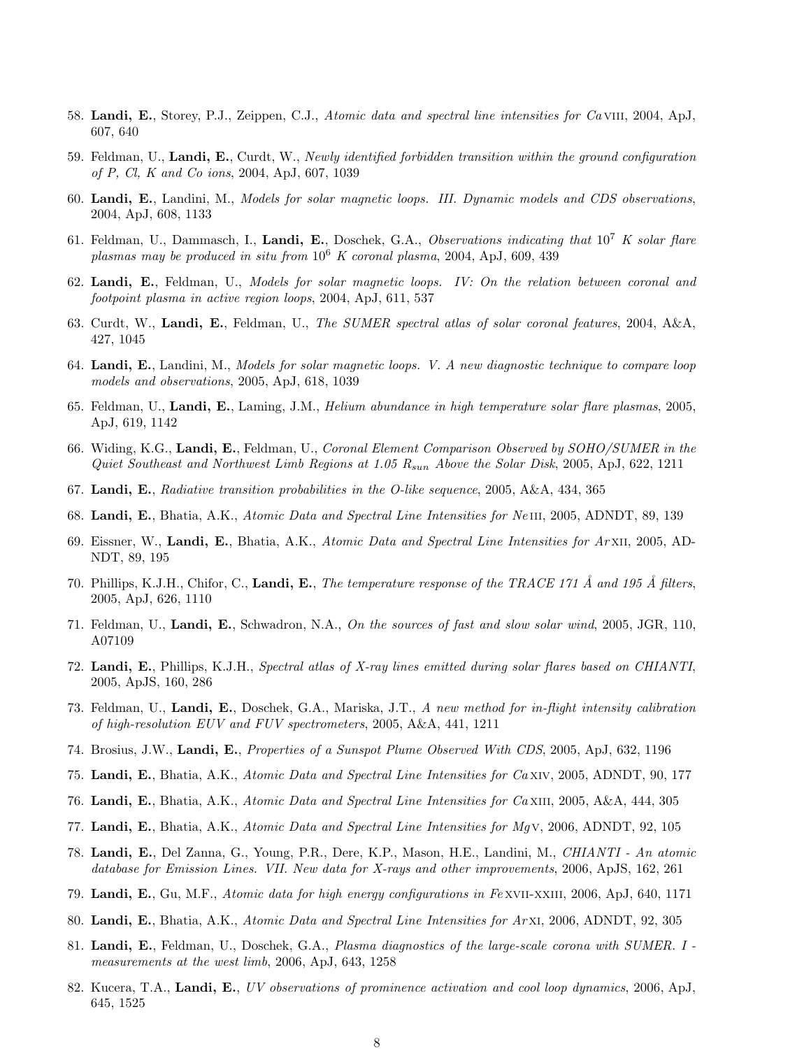58. **Landi, E.**, Storey, P.J., Zeippen, C.J., *Atomic data and spectral line intensities for Ca* VIII, 2004, ApJ, 607, 640

59. Feldman, U., **Landi, E.**, Curdt, W., *Newly identified forbidden transition within the ground configuration of P, Cl, K and Co ions*, 2004, ApJ, 607, 1039

60. **Landi, E.**, Landini, M., *Models for solar magnetic loops. III. Dynamic models and CDS observations*, 2004, ApJ, 608, 1133

61. Feldman, U., Dammasch, I., **Landi, E.**, Doschek, G.A., *Observations indicating that* $10^7$ *K solar flare plasmas may be produced in situ from* $10^6$ *K coronal plasma*, 2004, ApJ, 609, 439

62. **Landi, E.**, Feldman, U., *Models for solar magnetic loops. IV: On the relation between coronal and footpoint plasma in active region loops*, 2004, ApJ, 611, 537

63. Curdt, W., **Landi, E.**, Feldman, U., *The SUMER spectral atlas of solar coronal features*, 2004, A&A, 427, 1045

64. **Landi, E.**, Landini, M., *Models for solar magnetic loops. V. A new diagnostic technique to compare loop models and observations*, 2005, ApJ, 618, 1039

65. Feldman, U., **Landi, E.**, Laming, J.M., *Helium abundance in high temperature solar flare plasmas*, 2005, ApJ, 619, 1142

66. Widing, K.G., **Landi, E.**, Feldman, U., *Coronal Element Comparison Observed by SOHO/SUMER in the Quiet Southeast and Northwest Limb Regions at 1.05* $R_{sun}$ *Above the Solar Disk*, 2005, ApJ, 622, 1211

67. **Landi, E.**, *Radiative transition probabilities in the O-like sequence*, 2005, A&A, 434, 365

68. **Landi, E.**, Bhatia, A.K., *Atomic Data and Spectral Line Intensities for Ne* III, 2005, ADNDT, 89, 139

69. Eissner, W., **Landi, E.**, Bhatia, A.K., *Atomic Data and Spectral Line Intensities for Ar* XII, 2005, ADNDT, 89, 195

70. Phillips, K.J.H., Chifor, C., **Landi, E.**, *The temperature response of the TRACE 171 Å and 195 Å filters*, 2005, ApJ, 626, 1110

71. Feldman, U., **Landi, E.**, Schwadron, N.A., *On the sources of fast and slow solar wind*, 2005, JGR, 110, A07109

72. **Landi, E.**, Phillips, K.J.H., *Spectral atlas of X-ray lines emitted during solar flares based on CHIANTI*, 2005, ApJS, 160, 286

73. Feldman, U., **Landi, E.**, Doschek, G.A., Mariska, J.T., *A new method for in-flight intensity calibration of high-resolution EUV and FUV spectrometers*, 2005, A&A, 441, 1211

74. Brosius, J.W., **Landi, E.**, *Properties of a Sunspot Plume Observed With CDS*, 2005, ApJ, 632, 1196

75. **Landi, E.**, Bhatia, A.K., *Atomic Data and Spectral Line Intensities for Ca* XIV, 2005, ADNDT, 90, 177

76. **Landi, E.**, Bhatia, A.K., *Atomic Data and Spectral Line Intensities for Ca* XIII, 2005, A&A, 444, 305

77. **Landi, E.**, Bhatia, A.K., *Atomic Data and Spectral Line Intensities for Mg* V, 2006, ADNDT, 92, 105

78. **Landi, E.**, Del Zanna, G., Young, P.R., Dere, K.P., Mason, H.E., Landini, M., *CHIANTI - An atomic database for Emission Lines. VII. New data for X-rays and other improvements*, 2006, ApJS, 162, 261

79. **Landi, E.**, Gu, M.F., *Atomic data for high energy configurations in Fe* XVII-XXIII, 2006, ApJ, 640, 1171

80. **Landi, E.**, Bhatia, A.K., *Atomic Data and Spectral Line Intensities for Ar* XI, 2006, ADNDT, 92, 305

81. **Landi, E.**, Feldman, U., Doschek, G.A., *Plasma diagnostics of the large-scale corona with SUMER. I - measurements at the west limb*, 2006, ApJ, 643, 1258

82. Kucera, T.A., **Landi, E.**, *UV observations of prominence activation and cool loop dynamics*, 2006, ApJ, 645, 1525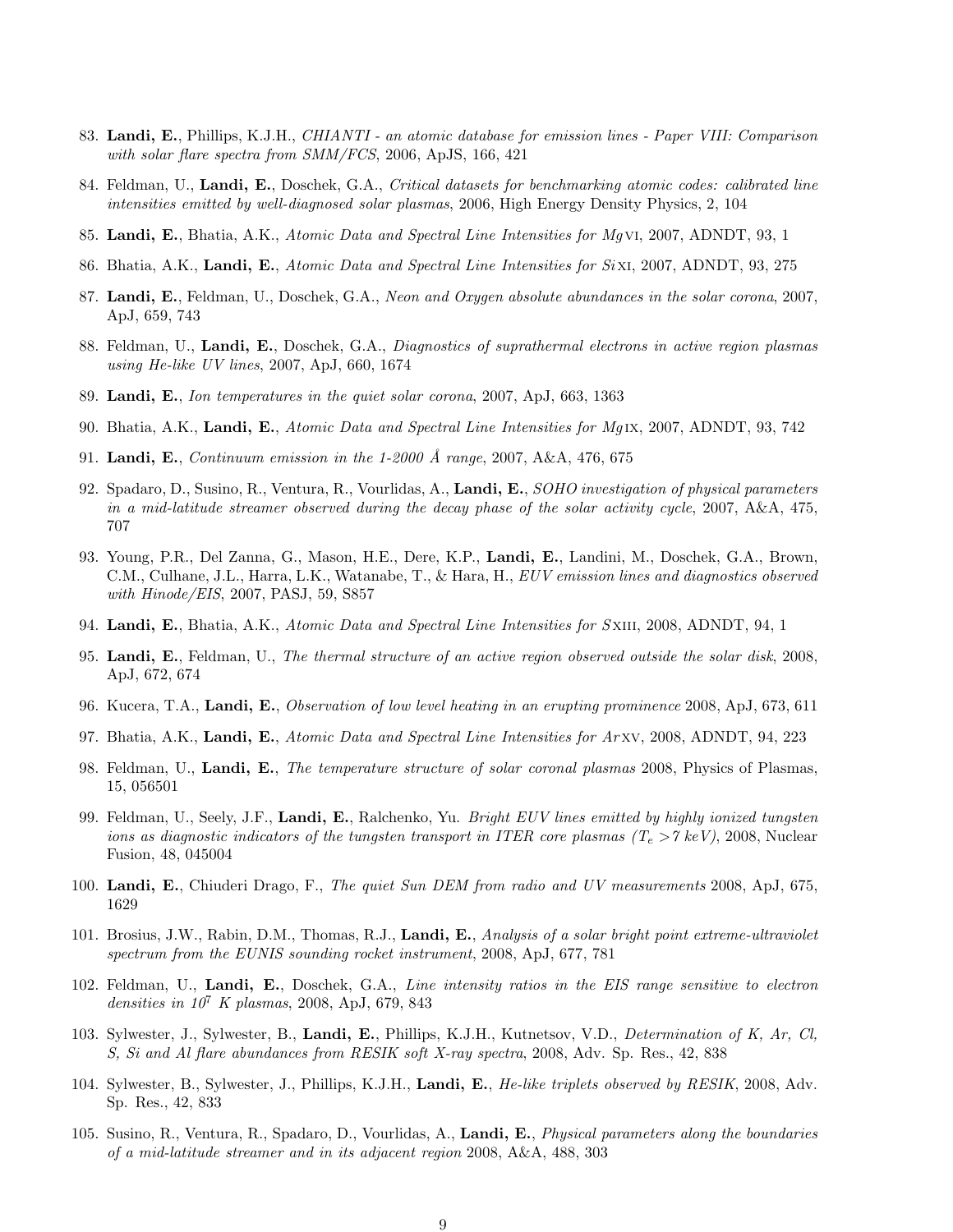83. **Landi, E.**, Phillips, K.J.H., *CHIANTI - an atomic database for emission lines - Paper VIII: Comparison with solar flare spectra from SMM/FCS*, 2006, ApJS, 166, 421

84. Feldman, U., **Landi, E.**, Doschek, G.A., *Critical datasets for benchmarking atomic codes: calibrated line intensities emitted by well-diagnosed solar plasmas*, 2006, High Energy Density Physics, 2, 104

85. **Landi, E.**, Bhatia, A.K., *Atomic Data and Spectral Line Intensities for Mg* VI, 2007, ADNDT, 93, 1

86. Bhatia, A.K., **Landi, E.**, *Atomic Data and Spectral Line Intensities for Si* XI, 2007, ADNDT, 93, 275

87. **Landi, E.**, Feldman, U., Doschek, G.A., *Neon and Oxygen absolute abundances in the solar corona*, 2007, ApJ, 659, 743

88. Feldman, U., **Landi, E.**, Doschek, G.A., *Diagnostics of suprathermal electrons in active region plasmas using He-like UV lines*, 2007, ApJ, 660, 1674

89. **Landi, E.**, *Ion temperatures in the quiet solar corona*, 2007, ApJ, 663, 1363

90. Bhatia, A.K., **Landi, E.**, *Atomic Data and Spectral Line Intensities for Mg* IX, 2007, ADNDT, 93, 742

91. **Landi, E.**, *Continuum emission in the 1-2000 Å range*, 2007, A&A, 476, 675

92. Spadaro, D., Susino, R., Ventura, R., Vourlidas, A., **Landi, E.**, *SOHO investigation of physical parameters in a mid-latitude streamer observed during the decay phase of the solar activity cycle*, 2007, A&A, 475, 707

93. Young, P.R., Del Zanna, G., Mason, H.E., Dere, K.P., **Landi, E.**, Landini, M., Doschek, G.A., Brown, C.M., Culhane, J.L., Harra, L.K., Watanabe, T., & Hara, H., *EUV emission lines and diagnostics observed with Hinode/EIS*, 2007, PASJ, 59, S857

94. **Landi, E.**, Bhatia, A.K., *Atomic Data and Spectral Line Intensities for S* XIII, 2008, ADNDT, 94, 1

95. **Landi, E.**, Feldman, U., *The thermal structure of an active region observed outside the solar disk*, 2008, ApJ, 672, 674

96. Kucera, T.A., **Landi, E.**, *Observation of low level heating in an erupting prominence* 2008, ApJ, 673, 611

97. Bhatia, A.K., **Landi, E.**, *Atomic Data and Spectral Line Intensities for Ar* XV, 2008, ADNDT, 94, 223

98. Feldman, U., **Landi, E.**, *The temperature structure of solar coronal plasmas* 2008, Physics of Plasmas, 15, 056501

99. Feldman, U., Seely, J.F., **Landi, E.**, Ralchenko, Yu. *Bright EUV lines emitted by highly ionized tungsten ions as diagnostic indicators of the tungsten transport in ITER core plasmas ($T_e$ >7 keV)*, 2008, Nuclear Fusion, 48, 045004

100. **Landi, E.**, Chiuderi Drago, F., *The quiet Sun DEM from radio and UV measurements* 2008, ApJ, 675, 1629

101. Brosius, J.W., Rabin, D.M., Thomas, R.J., **Landi, E.**, *Analysis of a solar bright point extreme-ultraviolet spectrum from the EUNIS sounding rocket instrument*, 2008, ApJ, 677, 781

102. Feldman, U., **Landi, E.**, Doschek, G.A., *Line intensity ratios in the EIS range sensitive to electron densities in $10^7$ K plasmas*, 2008, ApJ, 679, 843

103. Sylwester, J., Sylwester, B., **Landi, E.**, Phillips, K.J.H., Kutnetsov, V.D., *Determination of K, Ar, Cl, S, Si and Al flare abundances from RESIK soft X-ray spectra*, 2008, Adv. Sp. Res., 42, 838

104. Sylwester, B., Sylwester, J., Phillips, K.J.H., **Landi, E.**, *He-like triplets observed by RESIK*, 2008, Adv. Sp. Res., 42, 833

105. Susino, R., Ventura, R., Spadaro, D., Vourlidas, A., **Landi, E.**, *Physical parameters along the boundaries of a mid-latitude streamer and in its adjacent region* 2008, A&A, 488, 303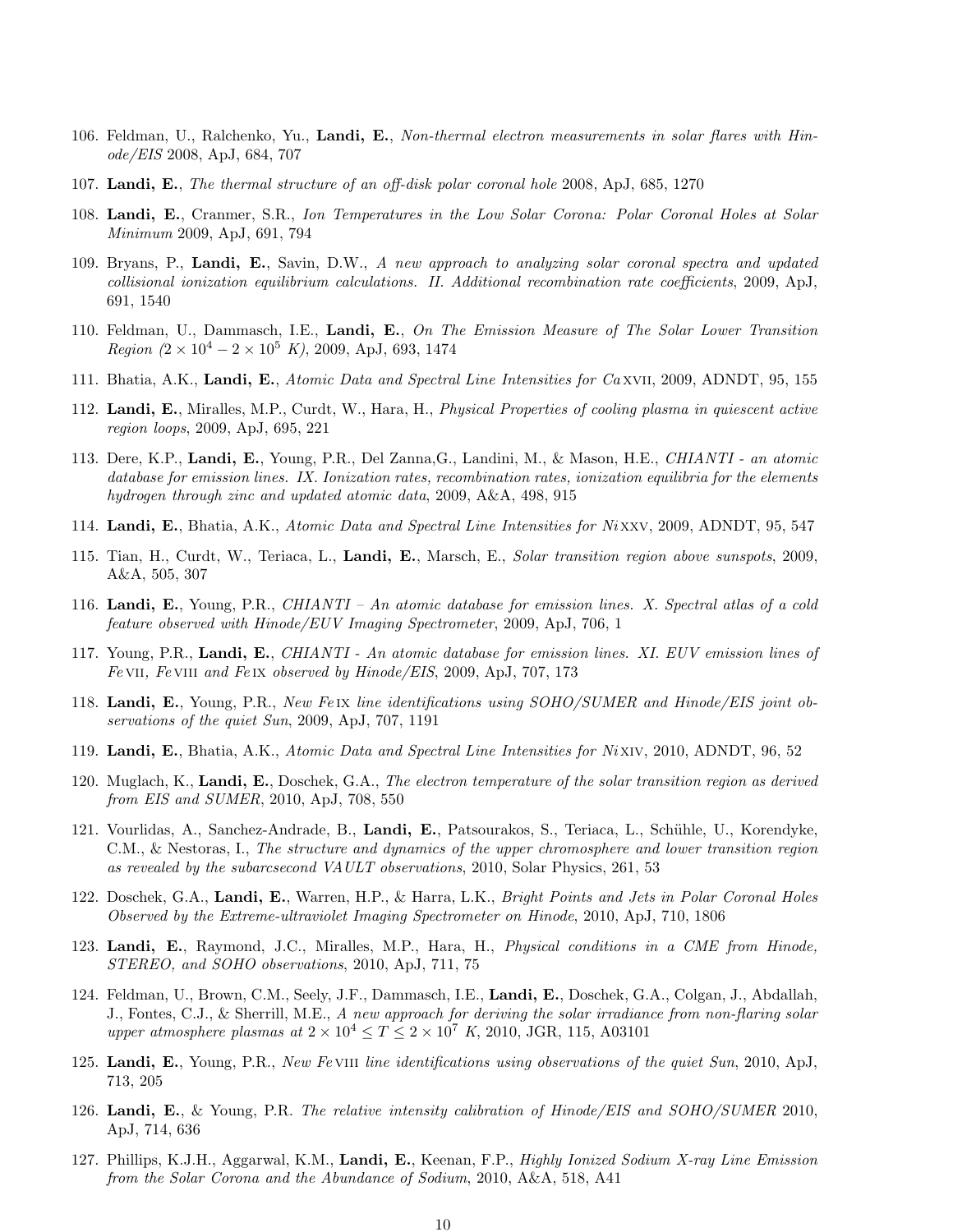106. Feldman, U., Ralchenko, Yu., **Landi, E.**, *Non-thermal electron measurements in solar flares with Hinode/EIS* 2008, ApJ, 684, 707

107. **Landi, E.**, *The thermal structure of an off-disk polar coronal hole* 2008, ApJ, 685, 1270

108. **Landi, E.**, Cranmer, S.R., *Ion Temperatures in the Low Solar Corona: Polar Coronal Holes at Solar Minimum* 2009, ApJ, 691, 794

109. Bryans, P., **Landi, E.**, Savin, D.W., *A new approach to analyzing solar coronal spectra and updated collisional ionization equilibrium calculations. II. Additional recombination rate coefficients*, 2009, ApJ, 691, 1540

110. Feldman, U., Dammasch, I.E., **Landi, E.**, *On The Emission Measure of The Solar Lower Transition Region ($2 \times 10^4 - 2 \times 10^5$ K)*, 2009, ApJ, 693, 1474

111. Bhatia, A.K., **Landi, E.**, *Atomic Data and Spectral Line Intensities for Ca XVII*, 2009, ADNDT, 95, 155

112. **Landi, E.**, Miralles, M.P., Curdt, W., Hara, H., *Physical Properties of cooling plasma in quiescent active region loops*, 2009, ApJ, 695, 221

113. Dere, K.P., **Landi, E.**, Young, P.R., Del Zanna,G., Landini, M., & Mason, H.E., *CHIANTI - an atomic database for emission lines. IX. Ionization rates, recombination rates, ionization equilibria for the elements hydrogen through zinc and updated atomic data*, 2009, A&A, 498, 915

114. **Landi, E.**, Bhatia, A.K., *Atomic Data and Spectral Line Intensities for Ni XXV*, 2009, ADNDT, 95, 547

115. Tian, H., Curdt, W., Teriaca, L., **Landi, E.**, Marsch, E., *Solar transition region above sunspots*, 2009, A&A, 505, 307

116. **Landi, E.**, Young, P.R., *CHIANTI – An atomic database for emission lines. X. Spectral atlas of a cold feature observed with Hinode/EUV Imaging Spectrometer*, 2009, ApJ, 706, 1

117. Young, P.R., **Landi, E.**, *CHIANTI - An atomic database for emission lines. XI. EUV emission lines of Fe VII, Fe VIII and Fe IX observed by Hinode/EIS*, 2009, ApJ, 707, 173

118. **Landi, E.**, Young, P.R., *New Fe IX line identifications using SOHO/SUMER and Hinode/EIS joint observations of the quiet Sun*, 2009, ApJ, 707, 1191

119. **Landi, E.**, Bhatia, A.K., *Atomic Data and Spectral Line Intensities for Ni XIV*, 2010, ADNDT, 96, 52

120. Muglach, K., **Landi, E.**, Doschek, G.A., *The electron temperature of the solar transition region as derived from EIS and SUMER*, 2010, ApJ, 708, 550

121. Vourlidas, A., Sanchez-Andrade, B., **Landi, E.**, Patsourakos, S., Teriaca, L., Schühle, U., Korendyke, C.M., & Nestoras, I., *The structure and dynamics of the upper chromosphere and lower transition region as revealed by the subarcsecond VAULT observations*, 2010, Solar Physics, 261, 53

122. Doschek, G.A., **Landi, E.**, Warren, H.P., & Harra, L.K., *Bright Points and Jets in Polar Coronal Holes Observed by the Extreme-ultraviolet Imaging Spectrometer on Hinode*, 2010, ApJ, 710, 1806

123. **Landi, E.**, Raymond, J.C., Miralles, M.P., Hara, H., *Physical conditions in a CME from Hinode, STEREO, and SOHO observations*, 2010, ApJ, 711, 75

124. Feldman, U., Brown, C.M., Seely, J.F., Dammasch, I.E., **Landi, E.**, Doschek, G.A., Colgan, J., Abdallah, J., Fontes, C.J., & Sherrill, M.E., *A new approach for deriving the solar irradiance from non-flaring solar upper atmosphere plasmas at $2 \times 10^4 \leq T \leq 2 \times 10^7$ K*, 2010, JGR, 115, A03101

125. **Landi, E.**, Young, P.R., *New Fe VIII line identifications using observations of the quiet Sun*, 2010, ApJ, 713, 205

126. **Landi, E.**, & Young, P.R. *The relative intensity calibration of Hinode/EIS and SOHO/SUMER* 2010, ApJ, 714, 636

127. Phillips, K.J.H., Aggarwal, K.M., **Landi, E.**, Keenan, F.P., *Highly Ionized Sodium X-ray Line Emission from the Solar Corona and the Abundance of Sodium*, 2010, A&A, 518, A41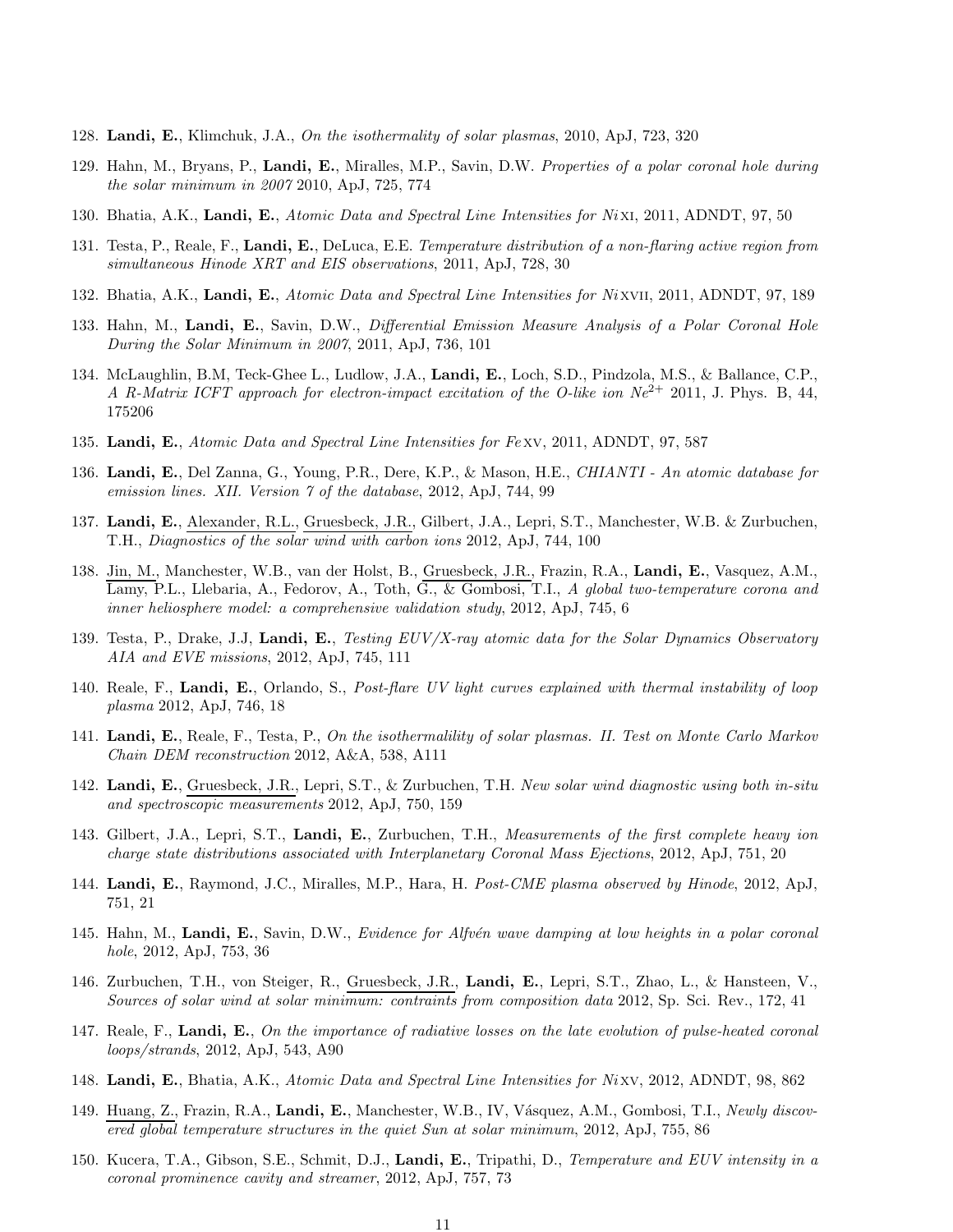128. **Landi, E.**, Klimchuk, J.A., *On the isothermality of solar plasmas*, 2010, ApJ, 723, 320

129. Hahn, M., Bryans, P., **Landi, E.**, Miralles, M.P., Savin, D.W. *Properties of a polar coronal hole during the solar minimum in 2007* 2010, ApJ, 725, 774

130. Bhatia, A.K., **Landi, E.**, *Atomic Data and Spectral Line Intensities for Ni* XI, 2011, ADNDT, 97, 50

131. Testa, P., Reale, F., **Landi, E.**, DeLuca, E.E. *Temperature distribution of a non-flaring active region from simultaneous Hinode XRT and EIS observations*, 2011, ApJ, 728, 30

132. Bhatia, A.K., **Landi, E.**, *Atomic Data and Spectral Line Intensities for Ni* XVII, 2011, ADNDT, 97, 189

133. Hahn, M., **Landi, E.**, Savin, D.W., *Differential Emission Measure Analysis of a Polar Coronal Hole During the Solar Minimum in 2007*, 2011, ApJ, 736, 101

134. McLaughlin, B.M, Teck-Ghee L., Ludlow, J.A., **Landi, E.**, Loch, S.D., Pindzola, M.S., & Ballance, C.P., *A R-Matrix ICFT approach for electron-impact excitation of the O-like ion* $Ne^{2+}$ 2011, J. Phys. B, 44, 175206

135. **Landi, E.**, *Atomic Data and Spectral Line Intensities for Fe* XV, 2011, ADNDT, 97, 587

136. **Landi, E.**, Del Zanna, G., Young, P.R., Dere, K.P., & Mason, H.E., *CHIANTI - An atomic database for emission lines. XII. Version 7 of the database*, 2012, ApJ, 744, 99

137. **Landi, E.**, Alexander, R.L., Gruesbeck, J.R., Gilbert, J.A., Lepri, S.T., Manchester, W.B. & Zurbuchen, T.H., *Diagnostics of the solar wind with carbon ions* 2012, ApJ, 744, 100

138. Jin, M., Manchester, W.B., van der Holst, B., Gruesbeck, J.R., Frazin, R.A., **Landi, E.**, Vasquez, A.M., Lamy, P.L., Llebaria, A., Fedorov, A., Toth, G., & Gombosi, T.I., *A global two-temperature corona and inner heliosphere model: a comprehensive validation study*, 2012, ApJ, 745, 6

139. Testa, P., Drake, J.J, **Landi, E.**, *Testing EUV/X-ray atomic data for the Solar Dynamics Observatory AIA and EVE missions*, 2012, ApJ, 745, 111

140. Reale, F., **Landi, E.**, Orlando, S., *Post-flare UV light curves explained with thermal instability of loop plasma* 2012, ApJ, 746, 18

141. **Landi, E.**, Reale, F., Testa, P., *On the isothermalility of solar plasmas. II. Test on Monte Carlo Markov Chain DEM reconstruction* 2012, A&A, 538, A111

142. **Landi, E.**, Gruesbeck, J.R., Lepri, S.T., & Zurbuchen, T.H. *New solar wind diagnostic using both in-situ and spectroscopic measurements* 2012, ApJ, 750, 159

143. Gilbert, J.A., Lepri, S.T., **Landi, E.**, Zurbuchen, T.H., *Measurements of the first complete heavy ion charge state distributions associated with Interplanetary Coronal Mass Ejections*, 2012, ApJ, 751, 20

144. **Landi, E.**, Raymond, J.C., Miralles, M.P., Hara, H. *Post-CME plasma observed by Hinode*, 2012, ApJ, 751, 21

145. Hahn, M., **Landi, E.**, Savin, D.W., *Evidence for Alfvén wave damping at low heights in a polar coronal hole*, 2012, ApJ, 753, 36

146. Zurbuchen, T.H., von Steiger, R., Gruesbeck, J.R., **Landi, E.**, Lepri, S.T., Zhao, L., & Hansteen, V., *Sources of solar wind at solar minimum: contraints from composition data* 2012, Sp. Sci. Rev., 172, 41

147. Reale, F., **Landi, E.**, *On the importance of radiative losses on the late evolution of pulse-heated coronal loops/strands*, 2012, ApJ, 543, A90

148. **Landi, E.**, Bhatia, A.K., *Atomic Data and Spectral Line Intensities for Ni* XV, 2012, ADNDT, 98, 862

149. Huang, Z., Frazin, R.A., **Landi, E.**, Manchester, W.B., IV, Vásquez, A.M., Gombosi, T.I., *Newly discovered global temperature structures in the quiet Sun at solar minimum*, 2012, ApJ, 755, 86

150. Kucera, T.A., Gibson, S.E., Schmit, D.J., **Landi, E.**, Tripathi, D., *Temperature and EUV intensity in a coronal prominence cavity and streamer*, 2012, ApJ, 757, 73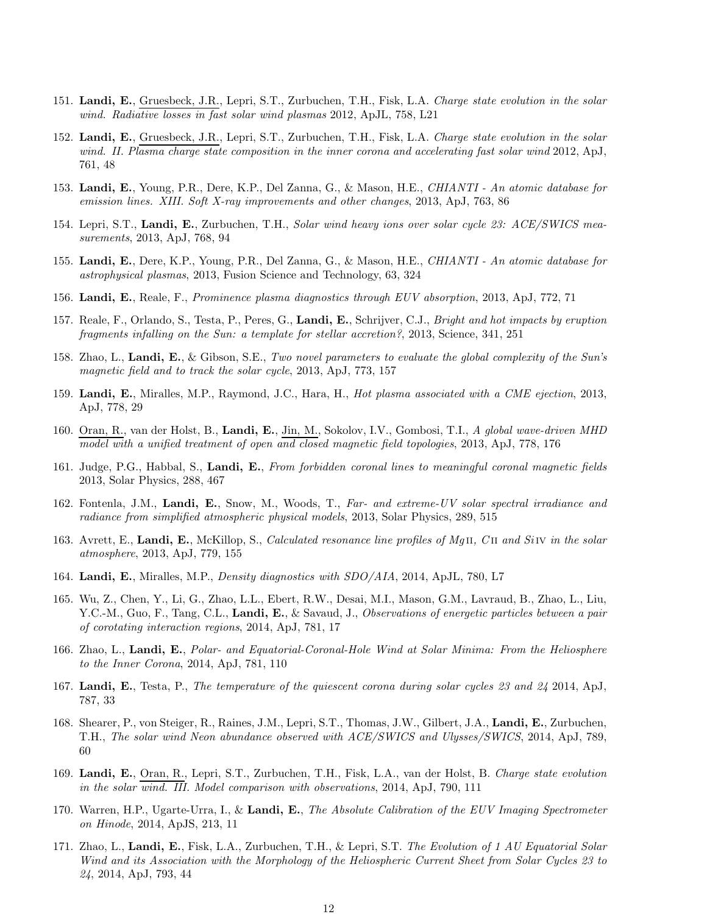151. **Landi, E.**, Gruesbeck, J.R., Lepri, S.T., Zurbuchen, T.H., Fisk, L.A. *Charge state evolution in the solar wind. Radiative losses in fast solar wind plasmas* 2012, ApJL, 758, L21

152. **Landi, E.**, Gruesbeck, J.R., Lepri, S.T., Zurbuchen, T.H., Fisk, L.A. *Charge state evolution in the solar wind. II. Plasma charge state composition in the inner corona and accelerating fast solar wind* 2012, ApJ, 761, 48

153. **Landi, E.**, Young, P.R., Dere, K.P., Del Zanna, G., & Mason, H.E., *CHIANTI - An atomic database for emission lines. XIII. Soft X-ray improvements and other changes*, 2013, ApJ, 763, 86

154. Lepri, S.T., **Landi, E.**, Zurbuchen, T.H., *Solar wind heavy ions over solar cycle 23: ACE/SWICS measurements*, 2013, ApJ, 768, 94

155. **Landi, E.**, Dere, K.P., Young, P.R., Del Zanna, G., & Mason, H.E., *CHIANTI - An atomic database for astrophysical plasmas*, 2013, Fusion Science and Technology, 63, 324

156. **Landi, E.**, Reale, F., *Prominence plasma diagnostics through EUV absorption*, 2013, ApJ, 772, 71

157. Reale, F., Orlando, S., Testa, P., Peres, G., **Landi, E.**, Schrijver, C.J., *Bright and hot impacts by eruption fragments infalling on the Sun: a template for stellar accretion?*, 2013, Science, 341, 251

158. Zhao, L., **Landi, E.**, & Gibson, S.E., *Two novel parameters to evaluate the global complexity of the Sun's magnetic field and to track the solar cycle*, 2013, ApJ, 773, 157

159. **Landi, E.**, Miralles, M.P., Raymond, J.C., Hara, H., *Hot plasma associated with a CME ejection*, 2013, ApJ, 778, 29

160. Oran, R., van der Holst, B., **Landi, E.**, Jin, M., Sokolov, I.V., Gombosi, T.I., *A global wave-driven MHD model with a unified treatment of open and closed magnetic field topologies*, 2013, ApJ, 778, 176

161. Judge, P.G., Habbal, S., **Landi, E.**, *From forbidden coronal lines to meaningful coronal magnetic fields* 2013, Solar Physics, 288, 467

162. Fontenla, J.M., **Landi, E.**, Snow, M., Woods, T., *Far- and extreme-UV solar spectral irradiance and radiance from simplified atmospheric physical models*, 2013, Solar Physics, 289, 515

163. Avrett, E., **Landi, E.**, McKillop, S., *Calculated resonance line profiles of Mg II, C II and Si IV in the solar atmosphere*, 2013, ApJ, 779, 155

164. **Landi, E.**, Miralles, M.P., *Density diagnostics with SDO/AIA*, 2014, ApJL, 780, L7

165. Wu, Z., Chen, Y., Li, G., Zhao, L.L., Ebert, R.W., Desai, M.I., Mason, G.M., Lavraud, B., Zhao, L., Liu, Y.C.-M., Guo, F., Tang, C.L., **Landi, E.**, & Savaud, J., *Observations of energetic particles between a pair of corotating interaction regions*, 2014, ApJ, 781, 17

166. Zhao, L., **Landi, E.**, *Polar- and Equatorial-Coronal-Hole Wind at Solar Minima: From the Heliosphere to the Inner Corona*, 2014, ApJ, 781, 110

167. **Landi, E.**, Testa, P., *The temperature of the quiescent corona during solar cycles 23 and 24* 2014, ApJ, 787, 33

168. Shearer, P., von Steiger, R., Raines, J.M., Lepri, S.T., Thomas, J.W., Gilbert, J.A., **Landi, E.**, Zurbuchen, T.H., *The solar wind Neon abundance observed with ACE/SWICS and Ulysses/SWICS*, 2014, ApJ, 789, 60

169. **Landi, E.**, Oran, R., Lepri, S.T., Zurbuchen, T.H., Fisk, L.A., van der Holst, B. *Charge state evolution in the solar wind. III. Model comparison with observations*, 2014, ApJ, 790, 111

170. Warren, H.P., Ugarte-Urra, I., & **Landi, E.**, *The Absolute Calibration of the EUV Imaging Spectrometer on Hinode*, 2014, ApJS, 213, 11

171. Zhao, L., **Landi, E.**, Fisk, L.A., Zurbuchen, T.H., & Lepri, S.T. *The Evolution of 1 AU Equatorial Solar Wind and its Association with the Morphology of the Heliospheric Current Sheet from Solar Cycles 23 to 24*, 2014, ApJ, 793, 44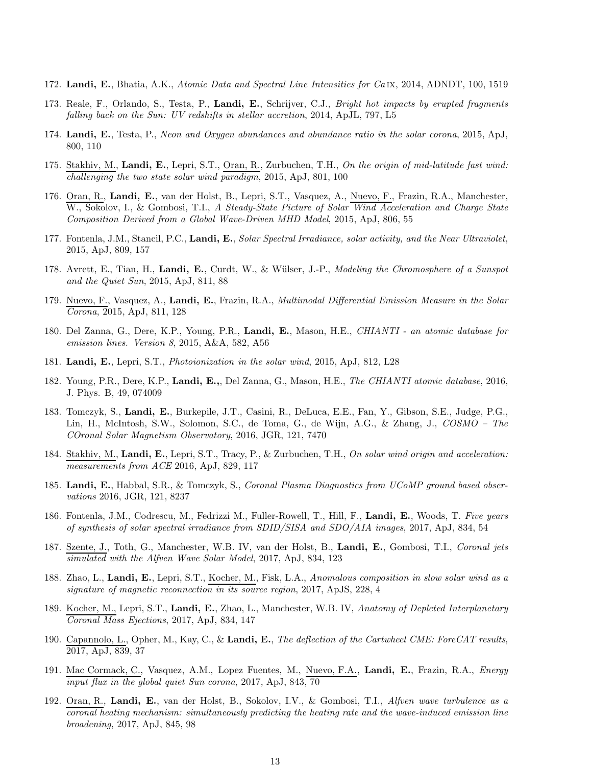172. **Landi, E.**, Bhatia, A.K., *Atomic Data and Spectral Line Intensities for Ca IX*, 2014, ADNDT, 100, 1519

173. Reale, F., Orlando, S., Testa, P., **Landi, E.**, Schrijver, C.J., *Bright hot impacts by erupted fragments falling back on the Sun: UV redshifts in stellar accretion*, 2014, ApJL, 797, L5

174. **Landi, E.**, Testa, P., *Neon and Oxygen abundances and abundance ratio in the solar corona*, 2015, ApJ, 800, 110

175. Stakhiv, M., **Landi, E.**, Lepri, S.T., Oran, R., Zurbuchen, T.H., *On the origin of mid-latitude fast wind: challenging the two state solar wind paradigm*, 2015, ApJ, 801, 100

176. Oran, R., **Landi, E.**, van der Holst, B., Lepri, S.T., Vasquez, A., Nuevo, F., Frazin, R.A., Manchester, W., Sokolov, I., & Gombosi, T.I., *A Steady-State Picture of Solar Wind Acceleration and Charge State Composition Derived from a Global Wave-Driven MHD Model*, 2015, ApJ, 806, 55

177. Fontenla, J.M., Stancil, P.C., **Landi, E.**, *Solar Spectral Irradiance, solar activity, and the Near Ultraviolet*, 2015, ApJ, 809, 157

178. Avrett, E., Tian, H., **Landi, E.**, Curdt, W., & Wülser, J.-P., *Modeling the Chromosphere of a Sunspot and the Quiet Sun*, 2015, ApJ, 811, 88

179. Nuevo, F., Vasquez, A., **Landi, E.**, Frazin, R.A., *Multimodal Differential Emission Measure in the Solar Corona*, 2015, ApJ, 811, 128

180. Del Zanna, G., Dere, K.P., Young, P.R., **Landi, E.**, Mason, H.E., *CHIANTI - an atomic database for emission lines. Version 8*, 2015, A&A, 582, A56

181. **Landi, E.**, Lepri, S.T., *Photoionization in the solar wind*, 2015, ApJ, 812, L28

182. Young, P.R., Dere, K.P., **Landi, E.,**, Del Zanna, G., Mason, H.E., *The CHIANTI atomic database*, 2016, J. Phys. B, 49, 074009

183. Tomczyk, S., **Landi, E.**, Burkepile, J.T., Casini, R., DeLuca, E.E., Fan, Y., Gibson, S.E., Judge, P.G., Lin, H., McIntosh, S.W., Solomon, S.C., de Toma, G., de Wijn, A.G., & Zhang, J., *COSMO – The COronal Solar Magnetism Observatory*, 2016, JGR, 121, 7470

184. Stakhiv, M., **Landi, E.**, Lepri, S.T., Tracy, P., & Zurbuchen, T.H., *On solar wind origin and acceleration: measurements from ACE* 2016, ApJ, 829, 117

185. **Landi, E.**, Habbal, S.R., & Tomczyk, S., *Coronal Plasma Diagnostics from UCoMP ground based observations* 2016, JGR, 121, 8237

186. Fontenla, J.M., Codrescu, M., Fedrizzi M., Fuller-Rowell, T., Hill, F., **Landi, E.**, Woods, T. *Five years of synthesis of solar spectral irradiance from SDID/SISA and SDO/AIA images*, 2017, ApJ, 834, 54

187. Szente, J., Toth, G., Manchester, W.B. IV, van der Holst, B., **Landi, E.**, Gombosi, T.I., *Coronal jets simulated with the Alfven Wave Solar Model*, 2017, ApJ, 834, 123

188. Zhao, L., **Landi, E.**, Lepri, S.T., Kocher, M., Fisk, L.A., *Anomalous composition in slow solar wind as a signature of magnetic reconnection in its source region*, 2017, ApJS, 228, 4

189. Kocher, M., Lepri, S.T., **Landi, E.**, Zhao, L., Manchester, W.B. IV, *Anatomy of Depleted Interplanetary Coronal Mass Ejections*, 2017, ApJ, 834, 147

190. Capannolo, L., Opher, M., Kay, C., & **Landi, E.**, *The deflection of the Cartwheel CME: ForeCAT results*, 2017, ApJ, 839, 37

191. Mac Cormack, C., Vasquez, A.M., Lopez Fuentes, M., Nuevo, F.A., **Landi, E.**, Frazin, R.A., *Energy input flux in the global quiet Sun corona*, 2017, ApJ, 843, 70

192. Oran, R., **Landi, E.**, van der Holst, B., Sokolov, I.V., & Gombosi, T.I., *Alfven wave turbulence as a coronal heating mechanism: simultaneously predicting the heating rate and the wave-induced emission line broadening*, 2017, ApJ, 845, 98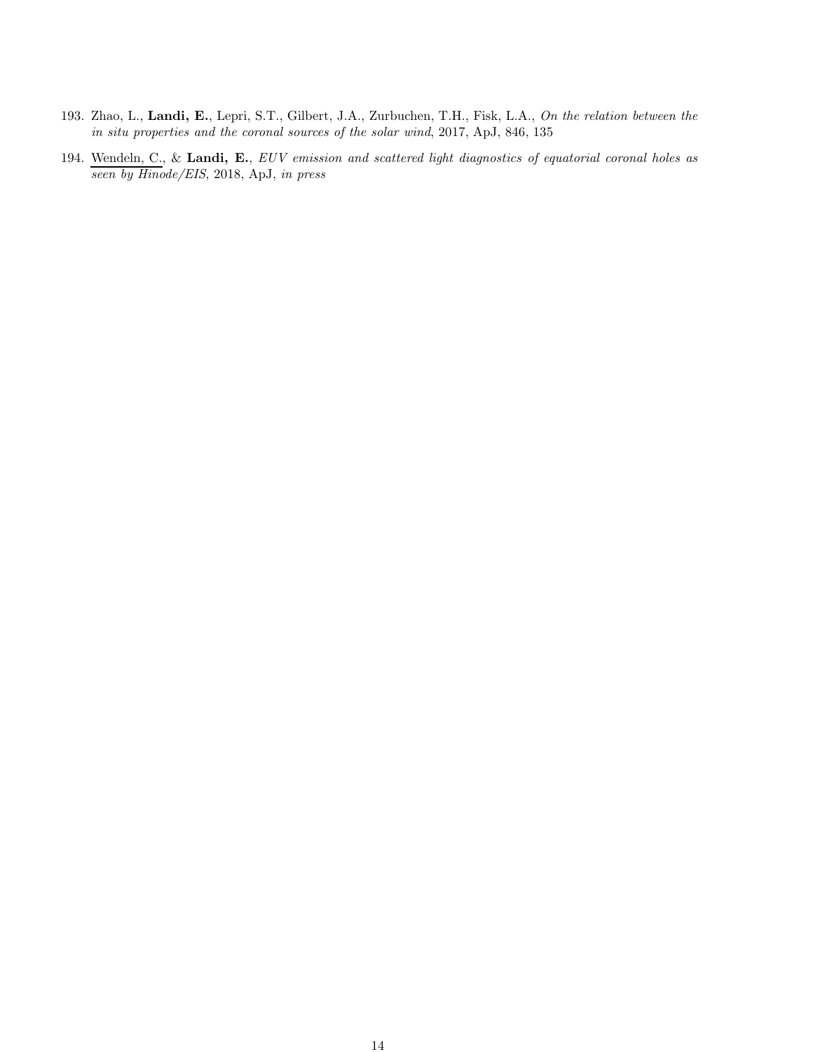193. Zhao, L., **Landi, E.**, Lepri, S.T., Gilbert, J.A., Zurbuchen, T.H., Fisk, L.A., *On the relation between the in situ properties and the coronal sources of the solar wind*, 2017, ApJ, 846, 135

194. Wendeln, C., & **Landi, E.**, *EUV emission and scattered light diagnostics of equatorial coronal holes as seen by Hinode/EIS*, 2018, ApJ, *in press*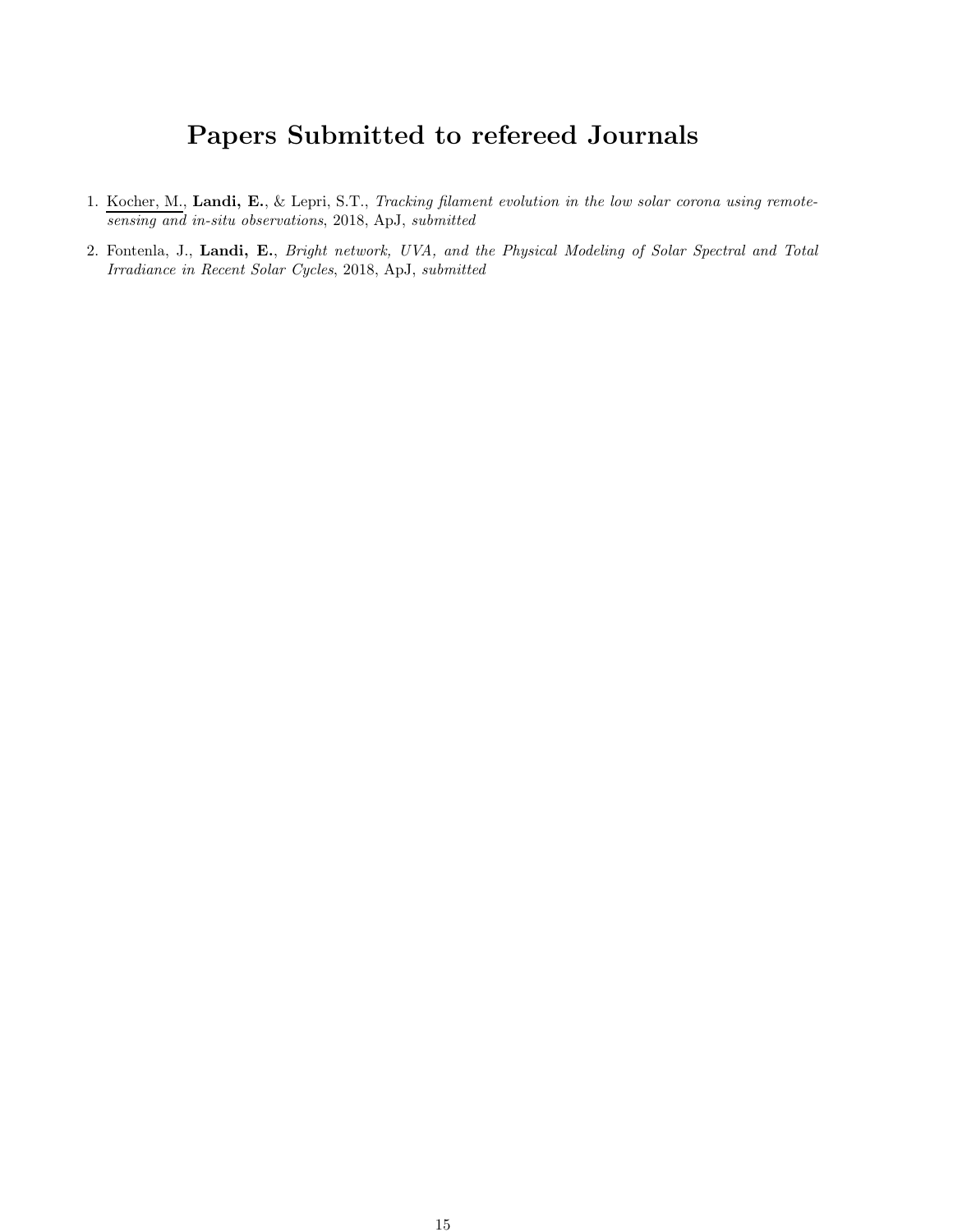# Papers Submitted to refereed Journals

1. Kocher, M., **Landi, E.**, & Lepri, S.T., *Tracking filament evolution in the low solar corona using remote-sensing and in-situ observations*, 2018, ApJ, *submitted*
2. Fontenla, J., **Landi, E.**, *Bright network, UVA, and the Physical Modeling of Solar Spectral and Total Irradiance in Recent Solar Cycles*, 2018, ApJ, *submitted*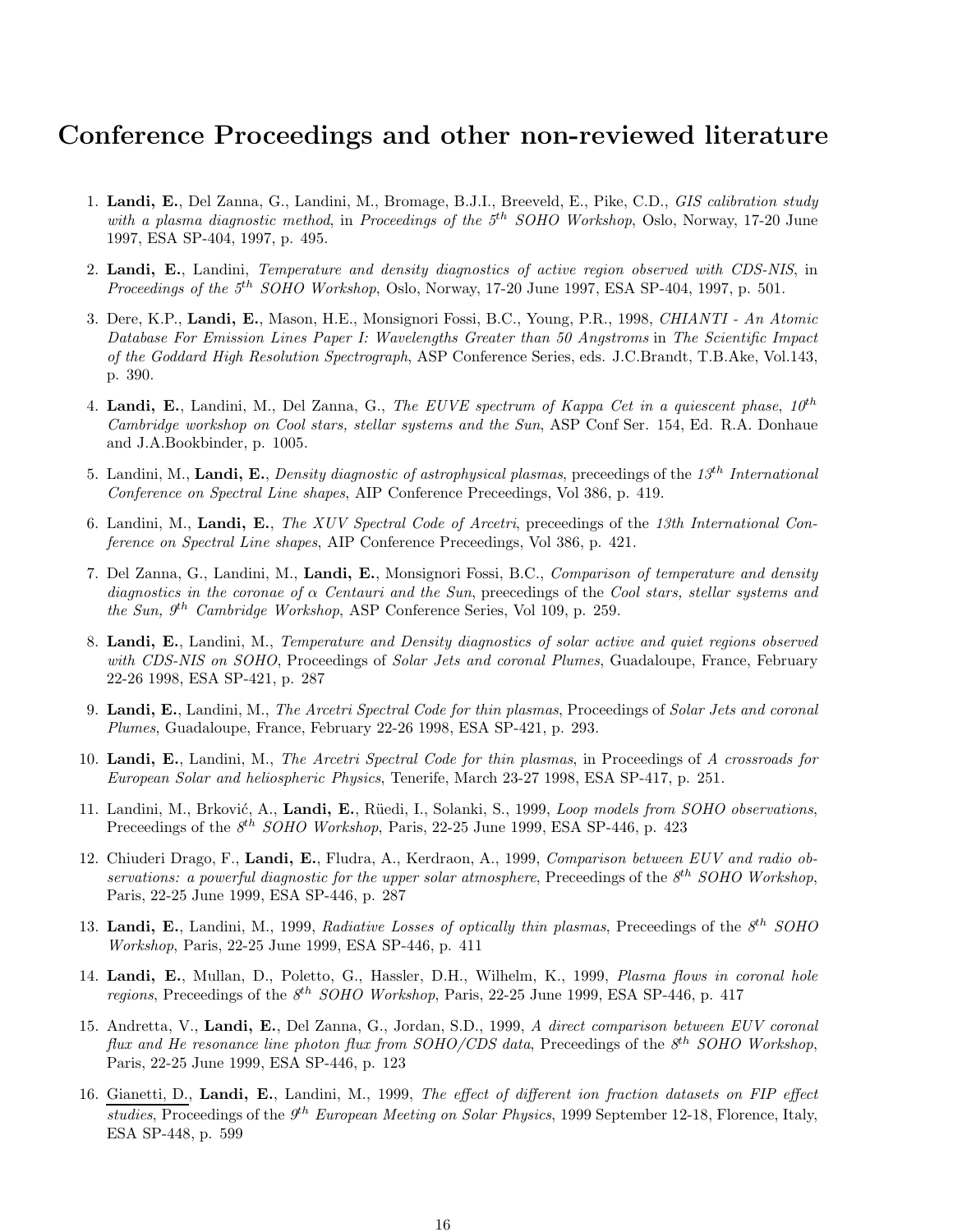# Conference Proceedings and other non-reviewed literature

1. **Landi, E.**, Del Zanna, G., Landini, M., Bromage, B.J.I., Breeveld, E., Pike, C.D., *GIS calibration study with a plasma diagnostic method*, in *Proceedings of the 5$^{th}$ SOHO Workshop*, Oslo, Norway, 17-20 June 1997, ESA SP-404, 1997, p. 495.

2. **Landi, E.**, Landini, *Temperature and density diagnostics of active region observed with CDS-NIS*, in *Proceedings of the 5$^{th}$ SOHO Workshop*, Oslo, Norway, 17-20 June 1997, ESA SP-404, 1997, p. 501.

3. Dere, K.P., **Landi, E.**, Mason, H.E., Monsignori Fossi, B.C., Young, P.R., 1998, *CHIANTI - An Atomic Database For Emission Lines Paper I: Wavelengths Greater than 50 Angstroms* in *The Scientific Impact of the Goddard High Resolution Spectrograph*, ASP Conference Series, eds. J.C.Brandt, T.B.Ake, Vol.143, p. 390.

4. **Landi, E.**, Landini, M., Del Zanna, G., *The EUVE spectrum of Kappa Cet in a quiescent phase*, *10$^{th}$ Cambridge workshop on Cool stars, stellar systems and the Sun*, ASP Conf Ser. 154, Ed. R.A. Donhaue and J.A.Bookbinder, p. 1005.

5. Landini, M., **Landi, E.**, *Density diagnostic of astrophysical plasmas*, preceedings of the *13$^{th}$ International Conference on Spectral Line shapes*, AIP Conference Preceedings, Vol 386, p. 419.

6. Landini, M., **Landi, E.**, *The XUV Spectral Code of Arcetri*, preceedings of the *13th International Conference on Spectral Line shapes*, AIP Conference Preceedings, Vol 386, p. 421.

7. Del Zanna, G., Landini, M., **Landi, E.**, Monsignori Fossi, B.C., *Comparison of temperature and density diagnostics in the coronae of $\alpha$ Centauri and the Sun*, preecedings of the *Cool stars, stellar systems and the Sun, 9$^{th}$ Cambridge Workshop*, ASP Conference Series, Vol 109, p. 259.

8. **Landi, E.**, Landini, M., *Temperature and Density diagnostics of solar active and quiet regions observed with CDS-NIS on SOHO*, Proceedings of *Solar Jets and coronal Plumes*, Guadaloupe, France, February 22-26 1998, ESA SP-421, p. 287

9. **Landi, E.**, Landini, M., *The Arcetri Spectral Code for thin plasmas*, Proceedings of *Solar Jets and coronal Plumes*, Guadaloupe, France, February 22-26 1998, ESA SP-421, p. 293.

10. **Landi, E.**, Landini, M., *The Arcetri Spectral Code for thin plasmas*, in Proceedings of *A crossroads for European Solar and heliospheric Physics*, Tenerife, March 23-27 1998, ESA SP-417, p. 251.

11. Landini, M., Brković, A., **Landi, E.**, Rüedi, I., Solanki, S., 1999, *Loop models from SOHO observations*, Preceedings of the *8$^{th}$ SOHO Workshop*, Paris, 22-25 June 1999, ESA SP-446, p. 423

12. Chiuderi Drago, F., **Landi, E.**, Fludra, A., Kerdraon, A., 1999, *Comparison between EUV and radio observations: a powerful diagnostic for the upper solar atmosphere*, Preceedings of the *8$^{th}$ SOHO Workshop*, Paris, 22-25 June 1999, ESA SP-446, p. 287

13. **Landi, E.**, Landini, M., 1999, *Radiative Losses of optically thin plasmas*, Preceedings of the *8$^{th}$ SOHO Workshop*, Paris, 22-25 June 1999, ESA SP-446, p. 411

14. **Landi, E.**, Mullan, D., Poletto, G., Hassler, D.H., Wilhelm, K., 1999, *Plasma flows in coronal hole regions*, Preceedings of the *8$^{th}$ SOHO Workshop*, Paris, 22-25 June 1999, ESA SP-446, p. 417

15. Andretta, V., **Landi, E.**, Del Zanna, G., Jordan, S.D., 1999, *A direct comparison between EUV coronal flux and He resonance line photon flux from SOHO/CDS data*, Preceedings of the *8$^{th}$ SOHO Workshop*, Paris, 22-25 June 1999, ESA SP-446, p. 123

16. Gianetti, D., **Landi, E.**, Landini, M., 1999, *The effect of different ion fraction datasets on FIP effect studies*, Proceedings of the *9$^{th}$ European Meeting on Solar Physics*, 1999 September 12-18, Florence, Italy, ESA SP-448, p. 599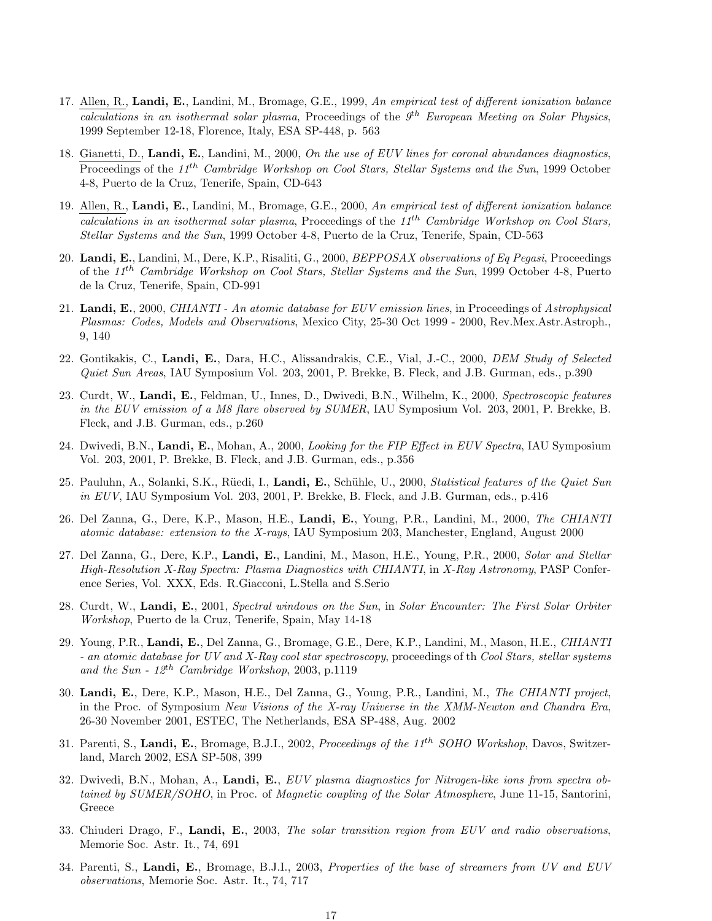17. Allen, R., **Landi, E.**, Landini, M., Bromage, G.E., 1999, *An empirical test of different ionization balance calculations in an isothermal solar plasma*, Proceedings of the *9th European Meeting on Solar Physics*, 1999 September 12-18, Florence, Italy, ESA SP-448, p. 563

18. Gianetti, D., **Landi, E.**, Landini, M., 2000, *On the use of EUV lines for coronal abundances diagnostics*, Proceedings of the *11th Cambridge Workshop on Cool Stars, Stellar Systems and the Sun*, 1999 October 4-8, Puerto de la Cruz, Tenerife, Spain, CD-643

19. Allen, R., **Landi, E.**, Landini, M., Bromage, G.E., 2000, *An empirical test of different ionization balance calculations in an isothermal solar plasma*, Proceedings of the *11th Cambridge Workshop on Cool Stars, Stellar Systems and the Sun*, 1999 October 4-8, Puerto de la Cruz, Tenerife, Spain, CD-563

20. **Landi, E.**, Landini, M., Dere, K.P., Risaliti, G., 2000, *BEPPOSAX observations of Eq Pegasi*, Proceedings of the *11th Cambridge Workshop on Cool Stars, Stellar Systems and the Sun*, 1999 October 4-8, Puerto de la Cruz, Tenerife, Spain, CD-991

21. **Landi, E.**, 2000, *CHIANTI - An atomic database for EUV emission lines*, in Proceedings of *Astrophysical Plasmas: Codes, Models and Observations*, Mexico City, 25-30 Oct 1999 - 2000, Rev.Mex.Astr.Astroph., 9, 140

22. Gontikakis, C., **Landi, E.**, Dara, H.C., Alissandrakis, C.E., Vial, J.-C., 2000, *DEM Study of Selected Quiet Sun Areas*, IAU Symposium Vol. 203, 2001, P. Brekke, B. Fleck, and J.B. Gurman, eds., p.390

23. Curdt, W., **Landi, E.**, Feldman, U., Innes, D., Dwivedi, B.N., Wilhelm, K., 2000, *Spectroscopic features in the EUV emission of a M8 flare observed by SUMER*, IAU Symposium Vol. 203, 2001, P. Brekke, B. Fleck, and J.B. Gurman, eds., p.260

24. Dwivedi, B.N., **Landi, E.**, Mohan, A., 2000, *Looking for the FIP Effect in EUV Spectra*, IAU Symposium Vol. 203, 2001, P. Brekke, B. Fleck, and J.B. Gurman, eds., p.356

25. Pauluhn, A., Solanki, S.K., Rüedi, I., **Landi, E.**, Schühle, U., 2000, *Statistical features of the Quiet Sun in EUV*, IAU Symposium Vol. 203, 2001, P. Brekke, B. Fleck, and J.B. Gurman, eds., p.416

26. Del Zanna, G., Dere, K.P., Mason, H.E., **Landi, E.**, Young, P.R., Landini, M., 2000, *The CHIANTI atomic database: extension to the X-rays*, IAU Symposium 203, Manchester, England, August 2000

27. Del Zanna, G., Dere, K.P., **Landi, E.**, Landini, M., Mason, H.E., Young, P.R., 2000, *Solar and Stellar High-Resolution X-Ray Spectra: Plasma Diagnostics with CHIANTI*, in *X-Ray Astronomy*, PASP Conference Series, Vol. XXX, Eds. R.Giacconi, L.Stella and S.Serio

28. Curdt, W., **Landi, E.**, 2001, *Spectral windows on the Sun*, in *Solar Encounter: The First Solar Orbiter Workshop*, Puerto de la Cruz, Tenerife, Spain, May 14-18

29. Young, P.R., **Landi, E.**, Del Zanna, G., Bromage, G.E., Dere, K.P., Landini, M., Mason, H.E., *CHIANTI - an atomic database for UV and X-Ray cool star spectroscopy*, proceedings of th *Cool Stars, stellar systems and the Sun - 12th Cambridge Workshop*, 2003, p.1119

30. **Landi, E.**, Dere, K.P., Mason, H.E., Del Zanna, G., Young, P.R., Landini, M., *The CHIANTI project*, in the Proc. of Symposium *New Visions of the X-ray Universe in the XMM-Newton and Chandra Era*, 26-30 November 2001, ESTEC, The Netherlands, ESA SP-488, Aug. 2002

31. Parenti, S., **Landi, E.**, Bromage, B.J.I., 2002, *Proceedings of the 11th SOHO Workshop*, Davos, Switzerland, March 2002, ESA SP-508, 399

32. Dwivedi, B.N., Mohan, A., **Landi, E.**, *EUV plasma diagnostics for Nitrogen-like ions from spectra obtained by SUMER/SOHO*, in Proc. of *Magnetic coupling of the Solar Atmosphere*, June 11-15, Santorini, Greece

33. Chiuderi Drago, F., **Landi, E.**, 2003, *The solar transition region from EUV and radio observations*, Memorie Soc. Astr. It., 74, 691

34. Parenti, S., **Landi, E.**, Bromage, B.J.I., 2003, *Properties of the base of streamers from UV and EUV observations*, Memorie Soc. Astr. It., 74, 717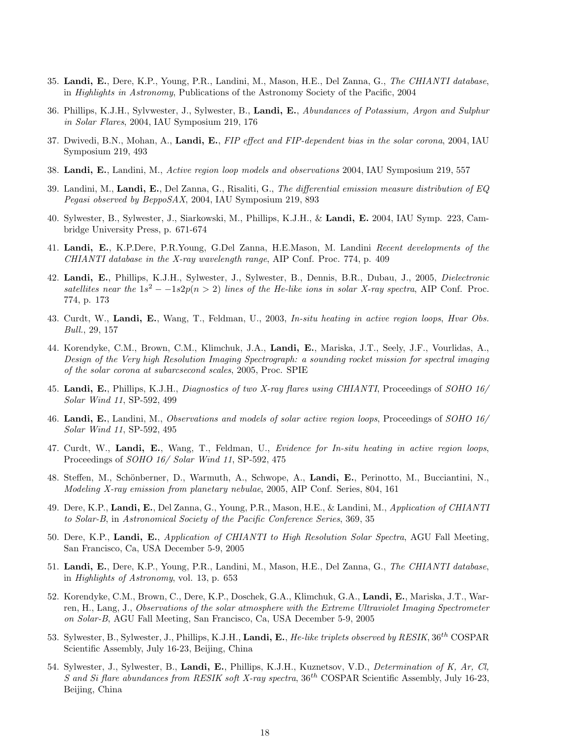35. **Landi, E.**, Dere, K.P., Young, P.R., Landini, M., Mason, H.E., Del Zanna, G., *The CHIANTI database*, in *Highlights in Astronomy*, Publications of the Astronomy Society of the Pacific, 2004

36. Phillips, K.J.H., Sylvwester, J., Sylwester, B., **Landi, E.**, *Abundances of Potassium, Argon and Sulphur in Solar Flares*, 2004, IAU Symposium 219, 176

37. Dwivedi, B.N., Mohan, A., **Landi, E.**, *FIP effect and FIP-dependent bias in the solar corona*, 2004, IAU Symposium 219, 493

38. **Landi, E.**, Landini, M., *Active region loop models and observations* 2004, IAU Symposium 219, 557

39. Landini, M., **Landi, E.**, Del Zanna, G., Risaliti, G., *The differential emission measure distribution of EQ Pegasi observed by BeppoSAX*, 2004, IAU Symposium 219, 893

40. Sylwester, B., Sylwester, J., Siarkowski, M., Phillips, K.J.H., & **Landi, E.** 2004, IAU Symp. 223, Cambridge University Press, p. 671-674

41. **Landi, E.**, K.P.Dere, P.R.Young, G.Del Zanna, H.E.Mason, M. Landini *Recent developments of the CHIANTI database in the X-ray wavelength range*, AIP Conf. Proc. 774, p. 409

42. **Landi, E.**, Phillips, K.J.H., Sylwester, J., Sylwester, B., Dennis, B.R., Dubau, J., 2005, *Dielectronic satellites near the $1s^2 - -1s2p(n > 2)$ lines of the He-like ions in solar X-ray spectra*, AIP Conf. Proc. 774, p. 173

43. Curdt, W., **Landi, E.**, Wang, T., Feldman, U., 2003, *In-situ heating in active region loops*, *Hvar Obs. Bull.*, 29, 157

44. Korendyke, C.M., Brown, C.M., Klimchuk, J.A., **Landi, E.**, Mariska, J.T., Seely, J.F., Vourlidas, A., *Design of the Very high Resolution Imaging Spectrograph: a sounding rocket mission for spectral imaging of the solar corona at subarcsecond scales*, 2005, Proc. SPIE

45. **Landi, E.**, Phillips, K.J.H., *Diagnostics of two X-ray flares using CHIANTI*, Proceedings of *SOHO 16/ Solar Wind 11*, SP-592, 499

46. **Landi, E.**, Landini, M., *Observations and models of solar active region loops*, Proceedings of *SOHO 16/ Solar Wind 11*, SP-592, 495

47. Curdt, W., **Landi, E.**, Wang, T., Feldman, U., *Evidence for In-situ heating in active region loops*, Proceedings of *SOHO 16/ Solar Wind 11*, SP-592, 475

48. Steffen, M., Schönberner, D., Warmuth, A., Schwope, A., **Landi, E.**, Perinotto, M., Bucciantini, N., *Modeling X-ray emission from planetary nebulae*, 2005, AIP Conf. Series, 804, 161

49. Dere, K.P., **Landi, E.**, Del Zanna, G., Young, P.R., Mason, H.E., & Landini, M., *Application of CHIANTI to Solar-B*, in *Astronomical Society of the Pacific Conference Series*, 369, 35

50. Dere, K.P., **Landi, E.**, *Application of CHIANTI to High Resolution Solar Spectra*, AGU Fall Meeting, San Francisco, Ca, USA December 5-9, 2005

51. **Landi, E.**, Dere, K.P., Young, P.R., Landini, M., Mason, H.E., Del Zanna, G., *The CHIANTI database*, in *Highlights of Astronomy*, vol. 13, p. 653

52. Korendyke, C.M., Brown, C., Dere, K.P., Doschek, G.A., Klimchuk, G.A., **Landi, E.**, Mariska, J.T., Warren, H., Lang, J., *Observations of the solar atmosphere with the Extreme Ultraviolet Imaging Spectrometer on Solar-B*, AGU Fall Meeting, San Francisco, Ca, USA December 5-9, 2005

53. Sylwester, B., Sylwester, J., Phillips, K.J.H., **Landi, E.**, *He-like triplets observed by RESIK*, $36^{th}$ COSPAR Scientific Assembly, July 16-23, Beijing, China

54. Sylwester, J., Sylwester, B., **Landi, E.**, Phillips, K.J.H., Kuznetsov, V.D., *Determination of K, Ar, Cl, S and Si flare abundances from RESIK soft X-ray spectra*, $36^{th}$ COSPAR Scientific Assembly, July 16-23, Beijing, China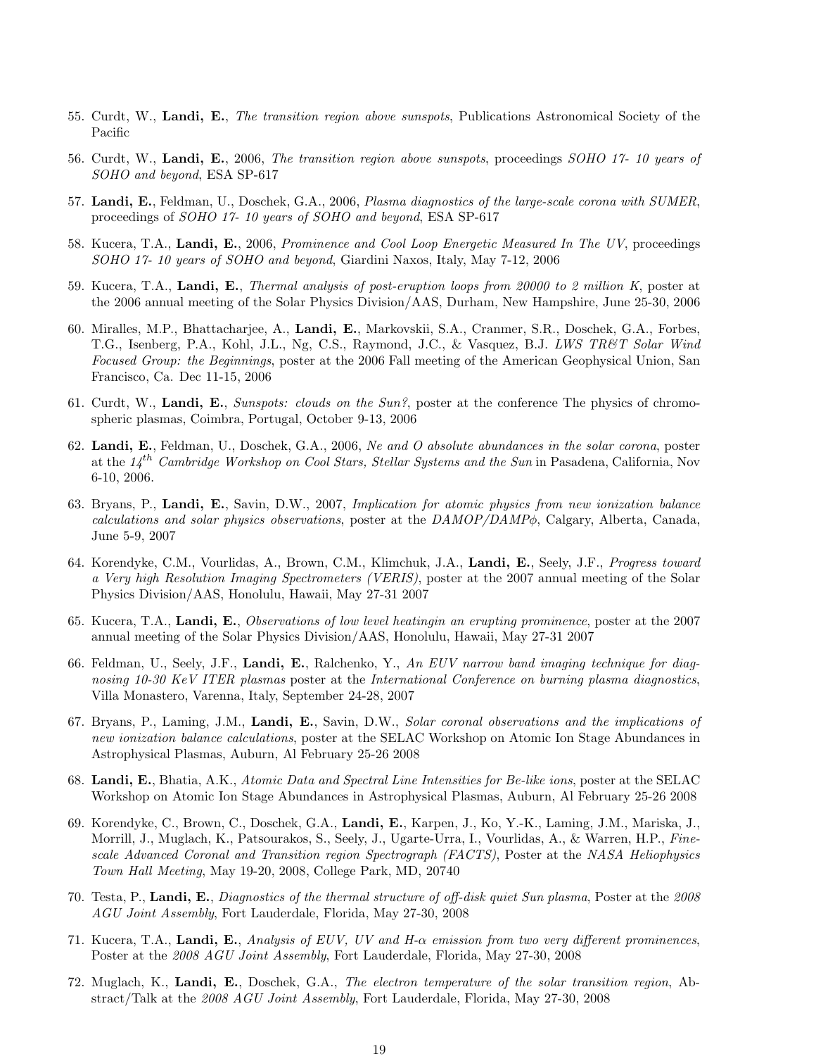55. Curdt, W., **Landi, E.**, *The transition region above sunspots*, Publications Astronomical Society of the Pacific

56. Curdt, W., **Landi, E.**, 2006, *The transition region above sunspots*, proceedings *SOHO 17- 10 years of SOHO and beyond*, ESA SP-617

57. **Landi, E.**, Feldman, U., Doschek, G.A., 2006, *Plasma diagnostics of the large-scale corona with SUMER*, proceedings of *SOHO 17- 10 years of SOHO and beyond*, ESA SP-617

58. Kucera, T.A., **Landi, E.**, 2006, *Prominence and Cool Loop Energetic Measured In The UV*, proceedings *SOHO 17- 10 years of SOHO and beyond*, Giardini Naxos, Italy, May 7-12, 2006

59. Kucera, T.A., **Landi, E.**, *Thermal analysis of post-eruption loops from 20000 to 2 million K*, poster at the 2006 annual meeting of the Solar Physics Division/AAS, Durham, New Hampshire, June 25-30, 2006

60. Miralles, M.P., Bhattacharjee, A., **Landi, E.**, Markovskii, S.A., Cranmer, S.R., Doschek, G.A., Forbes, T.G., Isenberg, P.A., Kohl, J.L., Ng, C.S., Raymond, J.C., & Vasquez, B.J. *LWS TR&T Solar Wind Focused Group: the Beginnings*, poster at the 2006 Fall meeting of the American Geophysical Union, San Francisco, Ca. Dec 11-15, 2006

61. Curdt, W., **Landi, E.**, *Sunspots: clouds on the Sun?*, poster at the conference The physics of chromospheric plasmas, Coimbra, Portugal, October 9-13, 2006

62. **Landi, E.**, Feldman, U., Doschek, G.A., 2006, *Ne and O absolute abundances in the solar corona*, poster at the *$14^{th}$ Cambridge Workshop on Cool Stars, Stellar Systems and the Sun* in Pasadena, California, Nov 6-10, 2006.

63. Bryans, P., **Landi, E.**, Savin, D.W., 2007, *Implication for atomic physics from new ionization balance calculations and solar physics observations*, poster at the *DAMOP/DAMP$\phi$*, Calgary, Alberta, Canada, June 5-9, 2007

64. Korendyke, C.M., Vourlidas, A., Brown, C.M., Klimchuk, J.A., **Landi, E.**, Seely, J.F., *Progress toward a Very high Resolution Imaging Spectrometers (VERIS)*, poster at the 2007 annual meeting of the Solar Physics Division/AAS, Honolulu, Hawaii, May 27-31 2007

65. Kucera, T.A., **Landi, E.**, *Observations of low level heatingin an erupting prominence*, poster at the 2007 annual meeting of the Solar Physics Division/AAS, Honolulu, Hawaii, May 27-31 2007

66. Feldman, U., Seely, J.F., **Landi, E.**, Ralchenko, Y., *An EUV narrow band imaging technique for diagnosing 10-30 KeV ITER plasmas* poster at the *International Conference on burning plasma diagnostics*, Villa Monastero, Varenna, Italy, September 24-28, 2007

67. Bryans, P., Laming, J.M., **Landi, E.**, Savin, D.W., *Solar coronal observations and the implications of new ionization balance calculations*, poster at the SELAC Workshop on Atomic Ion Stage Abundances in Astrophysical Plasmas, Auburn, Al February 25-26 2008

68. **Landi, E.**, Bhatia, A.K., *Atomic Data and Spectral Line Intensities for Be-like ions*, poster at the SELAC Workshop on Atomic Ion Stage Abundances in Astrophysical Plasmas, Auburn, Al February 25-26 2008

69. Korendyke, C., Brown, C., Doschek, G.A., **Landi, E.**, Karpen, J., Ko, Y.-K., Laming, J.M., Mariska, J., Morrill, J., Muglach, K., Patsourakos, S., Seely, J., Ugarte-Urra, I., Vourlidas, A., & Warren, H.P., *Fine-scale Advanced Coronal and Transition region Spectrograph (FACTS)*, Poster at the *NASA Heliophysics Town Hall Meeting*, May 19-20, 2008, College Park, MD, 20740

70. Testa, P., **Landi, E.**, *Diagnostics of the thermal structure of off-disk quiet Sun plasma*, Poster at the *2008 AGU Joint Assembly*, Fort Lauderdale, Florida, May 27-30, 2008

71. Kucera, T.A., **Landi, E.**, *Analysis of EUV, UV and H-$\alpha$ emission from two very different prominences*, Poster at the *2008 AGU Joint Assembly*, Fort Lauderdale, Florida, May 27-30, 2008

72. Muglach, K., **Landi, E.**, Doschek, G.A., *The electron temperature of the solar transition region*, Abstract/Talk at the *2008 AGU Joint Assembly*, Fort Lauderdale, Florida, May 27-30, 2008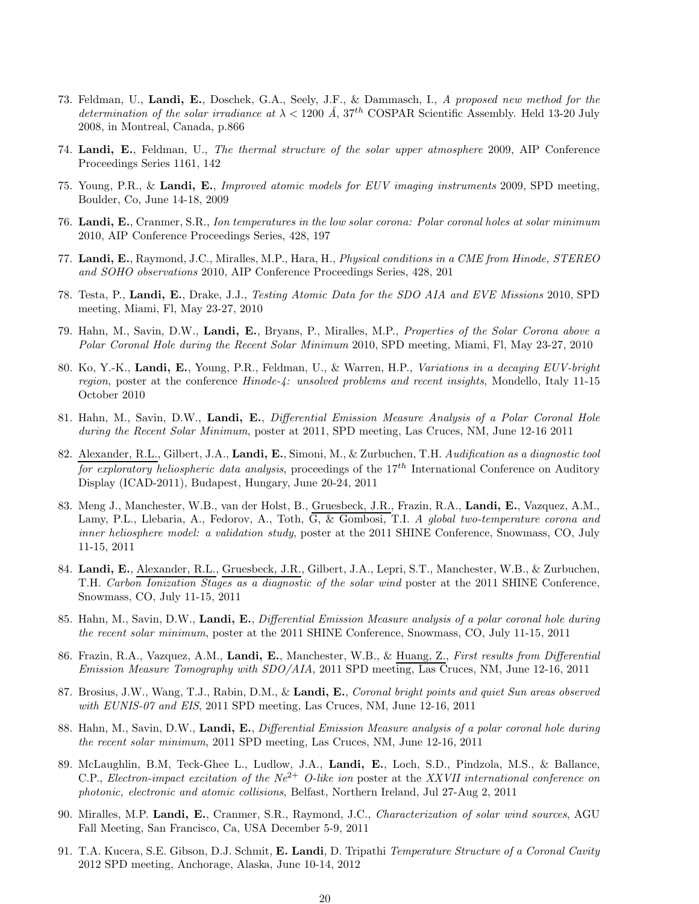73. Feldman, U., **Landi, E.**, Doschek, G.A., Seely, J.F., & Dammasch, I., *A proposed new method for the determination of the solar irradiance at $\lambda < 1200$ Å*, $37^{th}$ COSPAR Scientific Assembly. Held 13-20 July 2008, in Montreal, Canada, p.866

74. **Landi, E.**, Feldman, U., *The thermal structure of the solar upper atmosphere* 2009, AIP Conference Proceedings Series 1161, 142

75. Young, P.R., & **Landi, E.**, *Improved atomic models for EUV imaging instruments* 2009, SPD meeting, Boulder, Co, June 14-18, 2009

76. **Landi, E.**, Cranmer, S.R., *Ion temperatures in the low solar corona: Polar coronal holes at solar minimum* 2010, AIP Conference Proceedings Series, 428, 197

77. **Landi, E.**, Raymond, J.C., Miralles, M.P., Hara, H., *Physical conditions in a CME from Hinode, STEREO and SOHO observations* 2010, AIP Conference Proceedings Series, 428, 201

78. Testa, P., **Landi, E.**, Drake, J.J., *Testing Atomic Data for the SDO AIA and EVE Missions* 2010, SPD meeting, Miami, Fl, May 23-27, 2010

79. Hahn, M., Savin, D.W., **Landi, E.**, Bryans, P., Miralles, M.P., *Properties of the Solar Corona above a Polar Coronal Hole during the Recent Solar Minimum* 2010, SPD meeting, Miami, Fl, May 23-27, 2010

80. Ko, Y.-K., **Landi, E.**, Young, P.R., Feldman, U., & Warren, H.P., *Variations in a decaying EUV-bright region*, poster at the conference *Hinode-4: unsolved problems and recent insights*, Mondello, Italy 11-15 October 2010

81. Hahn, M., Savin, D.W., **Landi, E.**, *Differential Emission Measure Analysis of a Polar Coronal Hole during the Recent Solar Minimum*, poster at 2011, SPD meeting, Las Cruces, NM, June 12-16 2011

82. Alexander, R.L., Gilbert, J.A., **Landi, E.**, Simoni, M., & Zurbuchen, T.H. *Audification as a diagnostic tool for exploratory heliospheric data analysis*, proceedings of the $17^{th}$ International Conference on Auditory Display (ICAD-2011), Budapest, Hungary, June 20-24, 2011

83. Meng J., Manchester, W.B., van der Holst, B., Gruesbeck, J.R., Frazin, R.A., **Landi, E.**, Vazquez, A.M., Lamy, P.L., Llebaria, A., Fedorov, A., Toth, G, & Gombosi, T.I. *A global two-temperature corona and inner heliosphere model: a validation study*, poster at the 2011 SHINE Conference, Snowmass, CO, July 11-15, 2011

84. **Landi, E.**, Alexander, R.L., Gruesbeck, J.R., Gilbert, J.A., Lepri, S.T., Manchester, W.B., & Zurbuchen, T.H. *Carbon Ionization Stages as a diagnostic of the solar wind* poster at the 2011 SHINE Conference, Snowmass, CO, July 11-15, 2011

85. Hahn, M., Savin, D.W., **Landi, E.**, *Differential Emission Measure analysis of a polar coronal hole during the recent solar minimum*, poster at the 2011 SHINE Conference, Snowmass, CO, July 11-15, 2011

86. Frazin, R.A., Vazquez, A.M., **Landi, E.**, Manchester, W.B., & Huang, Z., *First results from Differential Emission Measure Tomography with SDO/AIA*, 2011 SPD meeting, Las Cruces, NM, June 12-16, 2011

87. Brosius, J.W., Wang, T.J., Rabin, D.M., & **Landi, E.**, *Coronal bright points and quiet Sun areas observed with EUNIS-07 and EIS*, 2011 SPD meeting, Las Cruces, NM, June 12-16, 2011

88. Hahn, M., Savin, D.W., **Landi, E.**, *Differential Emission Measure analysis of a polar coronal hole during the recent solar minimum*, 2011 SPD meeting, Las Cruces, NM, June 12-16, 2011

89. McLaughlin, B.M, Teck-Ghee L., Ludlow, J.A., **Landi, E.**, Loch, S.D., Pindzola, M.S., & Ballance, C.P., *Electron-impact excitation of the $Ne^{2+}$ O-like ion* poster at the *XXVII international conference on photonic, electronic and atomic collisions*, Belfast, Northern Ireland, Jul 27-Aug 2, 2011

90. Miralles, M.P. **Landi, E.**, Cranmer, S.R., Raymond, J.C., *Characterization of solar wind sources*, AGU Fall Meeting, San Francisco, Ca, USA December 5-9, 2011

91. T.A. Kucera, S.E. Gibson, D.J. Schmit, **E. Landi**, D. Tripathi *Temperature Structure of a Coronal Cavity* 2012 SPD meeting, Anchorage, Alaska, June 10-14, 2012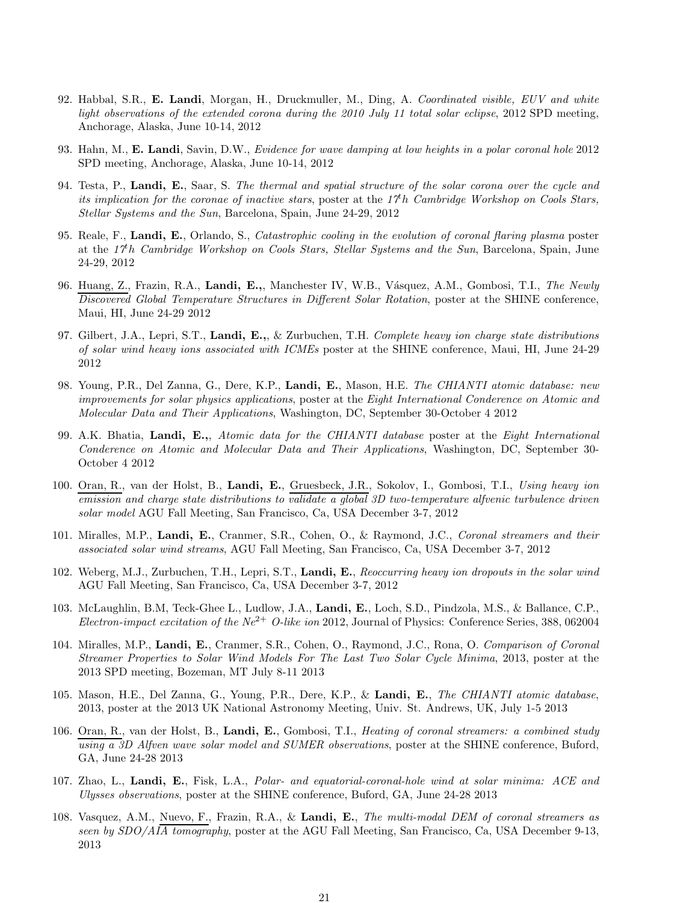92. Habbal, S.R., **E. Landi**, Morgan, H., Druckmuller, M., Ding, A. *Coordinated visible, EUV and white light observations of the extended corona during the 2010 July 11 total solar eclipse*, 2012 SPD meeting, Anchorage, Alaska, June 10-14, 2012

93. Hahn, M., **E. Landi**, Savin, D.W., *Evidence for wave damping at low heights in a polar coronal hole* 2012 SPD meeting, Anchorage, Alaska, June 10-14, 2012

94. Testa, P., **Landi, E.**, Saar, S. *The thermal and spatial structure of the solar corona over the cycle and its implication for the coronae of inactive stars*, poster at the *17th Cambridge Workshop on Cools Stars, Stellar Systems and the Sun*, Barcelona, Spain, June 24-29, 2012

95. Reale, F., **Landi, E.**, Orlando, S., *Catastrophic cooling in the evolution of coronal flaring plasma* poster at the *17th Cambridge Workshop on Cools Stars, Stellar Systems and the Sun*, Barcelona, Spain, June 24-29, 2012

96. Huang, Z., Frazin, R.A., **Landi, E.,**, Manchester IV, W.B., Vásquez, A.M., Gombosi, T.I., *The Newly Discovered Global Temperature Structures in Different Solar Rotation*, poster at the SHINE conference, Maui, HI, June 24-29 2012

97. Gilbert, J.A., Lepri, S.T., **Landi, E.,**, & Zurbuchen, T.H. *Complete heavy ion charge state distributions of solar wind heavy ions associated with ICMEs* poster at the SHINE conference, Maui, HI, June 24-29 2012

98. Young, P.R., Del Zanna, G., Dere, K.P., **Landi, E.**, Mason, H.E. *The CHIANTI atomic database: new improvements for solar physics applications*, poster at the *Eight International Conderence on Atomic and Molecular Data and Their Applications*, Washington, DC, September 30-October 4 2012

99. A.K. Bhatia, **Landi, E.,**, *Atomic data for the CHIANTI database* poster at the *Eight International Conderence on Atomic and Molecular Data and Their Applications*, Washington, DC, September 30-October 4 2012

100. Oran, R., van der Holst, B., **Landi, E.**, Gruesbeck, J.R., Sokolov, I., Gombosi, T.I., *Using heavy ion emission and charge state distributions to validate a global 3D two-temperature alfvenic turbulence driven solar model* AGU Fall Meeting, San Francisco, Ca, USA December 3-7, 2012

101. Miralles, M.P., **Landi, E.**, Cranmer, S.R., Cohen, O., & Raymond, J.C., *Coronal streamers and their associated solar wind streams*, AGU Fall Meeting, San Francisco, Ca, USA December 3-7, 2012

102. Weberg, M.J., Zurbuchen, T.H., Lepri, S.T., **Landi, E.**, *Reoccurring heavy ion dropouts in the solar wind* AGU Fall Meeting, San Francisco, Ca, USA December 3-7, 2012

103. McLaughlin, B.M, Teck-Ghee L., Ludlow, J.A., **Landi, E.**, Loch, S.D., Pindzola, M.S., & Ballance, C.P., *Electron-impact excitation of the $Ne^{2+}$ O-like ion* 2012, Journal of Physics: Conference Series, 388, 062004

104. Miralles, M.P., **Landi, E.**, Cranmer, S.R., Cohen, O., Raymond, J.C., Rona, O. *Comparison of Coronal Streamer Properties to Solar Wind Models For The Last Two Solar Cycle Minima*, 2013, poster at the 2013 SPD meeting, Bozeman, MT July 8-11 2013

105. Mason, H.E., Del Zanna, G., Young, P.R., Dere, K.P., & **Landi, E.**, *The CHIANTI atomic database*, 2013, poster at the 2013 UK National Astronomy Meeting, Univ. St. Andrews, UK, July 1-5 2013

106. Oran, R., van der Holst, B., **Landi, E.**, Gombosi, T.I., *Heating of coronal streamers: a combined study using a 3D Alfven wave solar model and SUMER observations*, poster at the SHINE conference, Buford, GA, June 24-28 2013

107. Zhao, L., **Landi, E.**, Fisk, L.A., *Polar- and equatorial-coronal-hole wind at solar minima: ACE and Ulysses observations*, poster at the SHINE conference, Buford, GA, June 24-28 2013

108. Vasquez, A.M., Nuevo, F., Frazin, R.A., & **Landi, E.**, *The multi-modal DEM of coronal streamers as seen by SDO/AIA tomography*, poster at the AGU Fall Meeting, San Francisco, Ca, USA December 9-13, 2013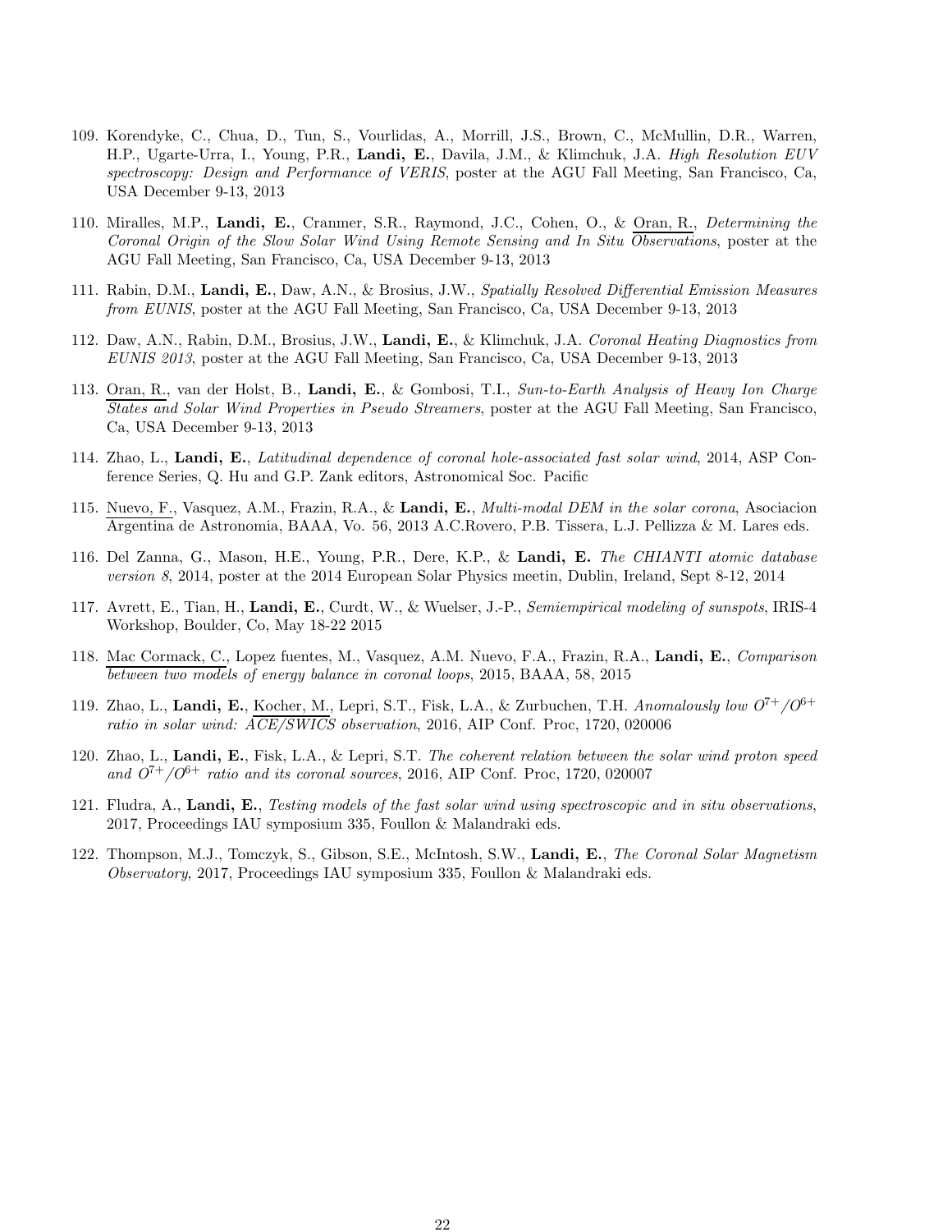109. Korendyke, C., Chua, D., Tun, S., Vourlidas, A., Morrill, J.S., Brown, C., McMullin, D.R., Warren, H.P., Ugarte-Urra, I., Young, P.R., **Landi, E.**, Davila, J.M., & Klimchuk, J.A. *High Resolution EUV spectroscopy: Design and Performance of VERIS*, poster at the AGU Fall Meeting, San Francisco, Ca, USA December 9-13, 2013

110. Miralles, M.P., **Landi, E.**, Cranmer, S.R., Raymond, J.C., Cohen, O., & Oran, R., *Determining the Coronal Origin of the Slow Solar Wind Using Remote Sensing and In Situ Observations*, poster at the AGU Fall Meeting, San Francisco, Ca, USA December 9-13, 2013

111. Rabin, D.M., **Landi, E.**, Daw, A.N., & Brosius, J.W., *Spatially Resolved Differential Emission Measures from EUNIS*, poster at the AGU Fall Meeting, San Francisco, Ca, USA December 9-13, 2013

112. Daw, A.N., Rabin, D.M., Brosius, J.W., **Landi, E.**, & Klimchuk, J.A. *Coronal Heating Diagnostics from EUNIS 2013*, poster at the AGU Fall Meeting, San Francisco, Ca, USA December 9-13, 2013

113. Oran, R., van der Holst, B., **Landi, E.**, & Gombosi, T.I., *Sun-to-Earth Analysis of Heavy Ion Charge States and Solar Wind Properties in Pseudo Streamers*, poster at the AGU Fall Meeting, San Francisco, Ca, USA December 9-13, 2013

114. Zhao, L., **Landi, E.**, *Latitudinal dependence of coronal hole-associated fast solar wind*, 2014, ASP Conference Series, Q. Hu and G.P. Zank editors, Astronomical Soc. Pacific

115. Nuevo, F., Vasquez, A.M., Frazin, R.A., & **Landi, E.**, *Multi-modal DEM in the solar corona*, Asociacion Argentina de Astronomia, BAAA, Vo. 56, 2013 A.C.Rovero, P.B. Tissera, L.J. Pellizza & M. Lares eds.

116. Del Zanna, G., Mason, H.E., Young, P.R., Dere, K.P., & **Landi, E.** *The CHIANTI atomic database version 8*, 2014, poster at the 2014 European Solar Physics meetin, Dublin, Ireland, Sept 8-12, 2014

117. Avrett, E., Tian, H., **Landi, E.**, Curdt, W., & Wuelser, J.-P., *Semiempirical modeling of sunspots*, IRIS-4 Workshop, Boulder, Co, May 18-22 2015

118. Mac Cormack, C., Lopez fuentes, M., Vasquez, A.M. Nuevo, F.A., Frazin, R.A., **Landi, E.**, *Comparison between two models of energy balance in coronal loops*, 2015, BAAA, 58, 2015

119. Zhao, L., **Landi, E.**, Kocher, M., Lepri, S.T., Fisk, L.A., & Zurbuchen, T.H. *Anomalously low $O^{7+}/O^{6+}$ ratio in solar wind: ACE/SWICS observation*, 2016, AIP Conf. Proc, 1720, 020006

120. Zhao, L., **Landi, E.**, Fisk, L.A., & Lepri, S.T. *The coherent relation between the solar wind proton speed and $O^{7+}/O^{6+}$ ratio and its coronal sources*, 2016, AIP Conf. Proc, 1720, 020007

121. Fludra, A., **Landi, E.**, *Testing models of the fast solar wind using spectroscopic and in situ observations*, 2017, Proceedings IAU symposium 335, Foullon & Malandraki eds.

122. Thompson, M.J., Tomczyk, S., Gibson, S.E., McIntosh, S.W., **Landi, E.**, *The Coronal Solar Magnetism Observatory*, 2017, Proceedings IAU symposium 335, Foullon & Malandraki eds.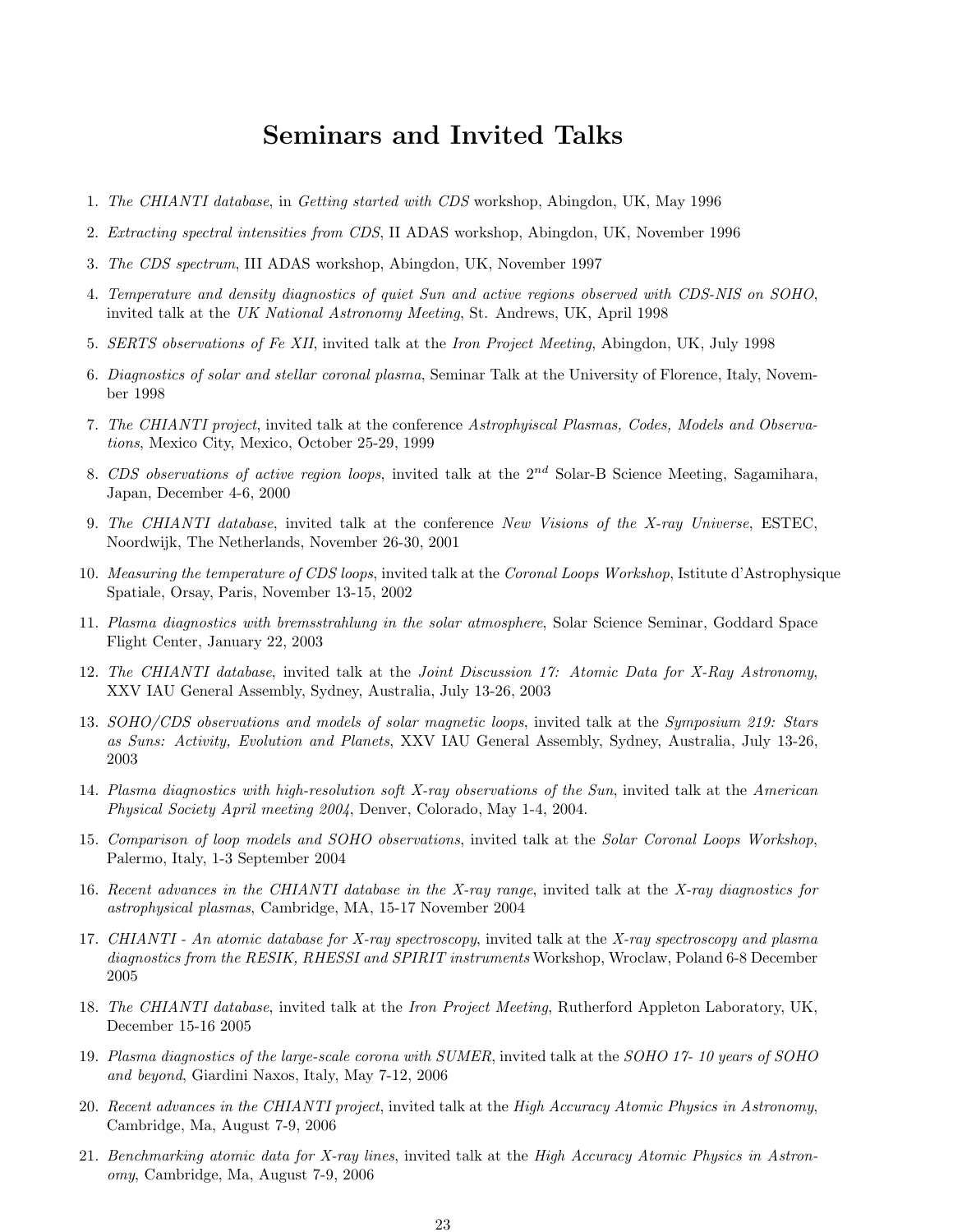# Seminars and Invited Talks

1. *The CHIANTI database*, in *Getting started with CDS* workshop, Abingdon, UK, May 1996
2. *Extracting spectral intensities from CDS*, II ADAS workshop, Abingdon, UK, November 1996
3. *The CDS spectrum*, III ADAS workshop, Abingdon, UK, November 1997
4. *Temperature and density diagnostics of quiet Sun and active regions observed with CDS-NIS on SOHO*, invited talk at the *UK National Astronomy Meeting*, St. Andrews, UK, April 1998
5. *SERTS observations of Fe XII*, invited talk at the *Iron Project Meeting*, Abingdon, UK, July 1998
6. *Diagnostics of solar and stellar coronal plasma*, Seminar Talk at the University of Florence, Italy, November 1998
7. *The CHIANTI project*, invited talk at the conference *Astrophyiscal Plasmas, Codes, Models and Observations*, Mexico City, Mexico, October 25-29, 1999
8. *CDS observations of active region loops*, invited talk at the $2^{nd}$ Solar-B Science Meeting, Sagamihara, Japan, December 4-6, 2000
9. *The CHIANTI database*, invited talk at the conference *New Visions of the X-ray Universe*, ESTEC, Noordwijk, The Netherlands, November 26-30, 2001
10. *Measuring the temperature of CDS loops*, invited talk at the *Coronal Loops Workshop*, Istitute d'Astrophysique Spatiale, Orsay, Paris, November 13-15, 2002
11. *Plasma diagnostics with bremsstrahlung in the solar atmosphere*, Solar Science Seminar, Goddard Space Flight Center, January 22, 2003
12. *The CHIANTI database*, invited talk at the *Joint Discussion 17: Atomic Data for X-Ray Astronomy*, XXV IAU General Assembly, Sydney, Australia, July 13-26, 2003
13. *SOHO/CDS observations and models of solar magnetic loops*, invited talk at the *Symposium 219: Stars as Suns: Activity, Evolution and Planets*, XXV IAU General Assembly, Sydney, Australia, July 13-26, 2003
14. *Plasma diagnostics with high-resolution soft X-ray observations of the Sun*, invited talk at the *American Physical Society April meeting 2004*, Denver, Colorado, May 1-4, 2004.
15. *Comparison of loop models and SOHO observations*, invited talk at the *Solar Coronal Loops Workshop*, Palermo, Italy, 1-3 September 2004
16. *Recent advances in the CHIANTI database in the X-ray range*, invited talk at the *X-ray diagnostics for astrophysical plasmas*, Cambridge, MA, 15-17 November 2004
17. *CHIANTI - An atomic database for X-ray spectroscopy*, invited talk at the *X-ray spectroscopy and plasma diagnostics from the RESIK, RHESSI and SPIRIT instruments* Workshop, Wroclaw, Poland 6-8 December 2005
18. *The CHIANTI database*, invited talk at the *Iron Project Meeting*, Rutherford Appleton Laboratory, UK, December 15-16 2005
19. *Plasma diagnostics of the large-scale corona with SUMER*, invited talk at the *SOHO 17- 10 years of SOHO and beyond*, Giardini Naxos, Italy, May 7-12, 2006
20. *Recent advances in the CHIANTI project*, invited talk at the *High Accuracy Atomic Physics in Astronomy*, Cambridge, Ma, August 7-9, 2006
21. *Benchmarking atomic data for X-ray lines*, invited talk at the *High Accuracy Atomic Physics in Astronomy*, Cambridge, Ma, August 7-9, 2006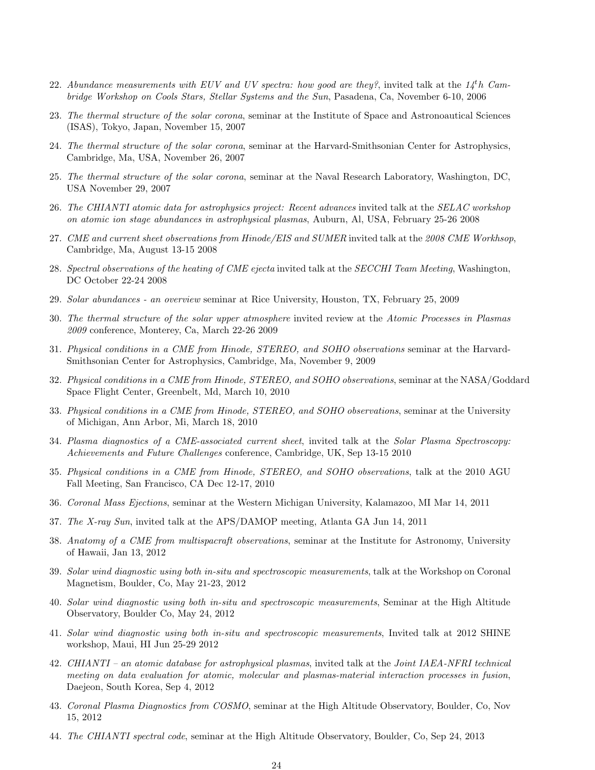22. *Abundance measurements with EUV and UV spectra: how good are they?*, invited talk at the *$14^th$ Cambridge Workshop on Cools Stars, Stellar Systems and the Sun*, Pasadena, Ca, November 6-10, 2006

23. *The thermal structure of the solar corona*, seminar at the Institute of Space and Astronoautical Sciences (ISAS), Tokyo, Japan, November 15, 2007

24. *The thermal structure of the solar corona*, seminar at the Harvard-Smithsonian Center for Astrophysics, Cambridge, Ma, USA, November 26, 2007

25. *The thermal structure of the solar corona*, seminar at the Naval Research Laboratory, Washington, DC, USA November 29, 2007

26. *The CHIANTI atomic data for astrophysics project: Recent advances* invited talk at the *SELAC workshop on atomic ion stage abundances in astrophysical plasmas*, Auburn, Al, USA, February 25-26 2008

27. *CME and current sheet observations from Hinode/EIS and SUMER* invited talk at the *2008 CME Workhsop*, Cambridge, Ma, August 13-15 2008

28. *Spectral observations of the heating of CME ejecta* invited talk at the *SECCHI Team Meeting*, Washington, DC October 22-24 2008

29. *Solar abundances - an overview* seminar at Rice University, Houston, TX, February 25, 2009

30. *The thermal structure of the solar upper atmosphere* invited review at the *Atomic Processes in Plasmas 2009* conference, Monterey, Ca, March 22-26 2009

31. *Physical conditions in a CME from Hinode, STEREO, and SOHO observations* seminar at the Harvard-Smithsonian Center for Astrophysics, Cambridge, Ma, November 9, 2009

32. *Physical conditions in a CME from Hinode, STEREO, and SOHO observations*, seminar at the NASA/Goddard Space Flight Center, Greenbelt, Md, March 10, 2010

33. *Physical conditions in a CME from Hinode, STEREO, and SOHO observations*, seminar at the University of Michigan, Ann Arbor, Mi, March 18, 2010

34. *Plasma diagnostics of a CME-associated current sheet*, invited talk at the *Solar Plasma Spectroscopy: Achievements and Future Challenges* conference, Cambridge, UK, Sep 13-15 2010

35. *Physical conditions in a CME from Hinode, STEREO, and SOHO observations*, talk at the 2010 AGU Fall Meeting, San Francisco, CA Dec 12-17, 2010

36. *Coronal Mass Ejections*, seminar at the Western Michigan University, Kalamazoo, MI Mar 14, 2011

37. *The X-ray Sun*, invited talk at the APS/DAMOP meeting, Atlanta GA Jun 14, 2011

38. *Anatomy of a CME from multispacraft observations*, seminar at the Institute for Astronomy, University of Hawaii, Jan 13, 2012

39. *Solar wind diagnostic using both in-situ and spectroscopic measurements*, talk at the Workshop on Coronal Magnetism, Boulder, Co, May 21-23, 2012

40. *Solar wind diagnostic using both in-situ and spectroscopic measurements*, Seminar at the High Altitude Observatory, Boulder Co, May 24, 2012

41. *Solar wind diagnostic using both in-situ and spectroscopic measurements*, Invited talk at 2012 SHINE workshop, Maui, HI Jun 25-29 2012

42. *CHIANTI – an atomic database for astrophysical plasmas*, invited talk at the *Joint IAEA-NFRI technical meeting on data evaluation for atomic, molecular and plasmas-material interaction processes in fusion*, Daejeon, South Korea, Sep 4, 2012

43. *Coronal Plasma Diagnostics from COSMO*, seminar at the High Altitude Observatory, Boulder, Co, Nov 15, 2012

44. *The CHIANTI spectral code*, seminar at the High Altitude Observatory, Boulder, Co, Sep 24, 2013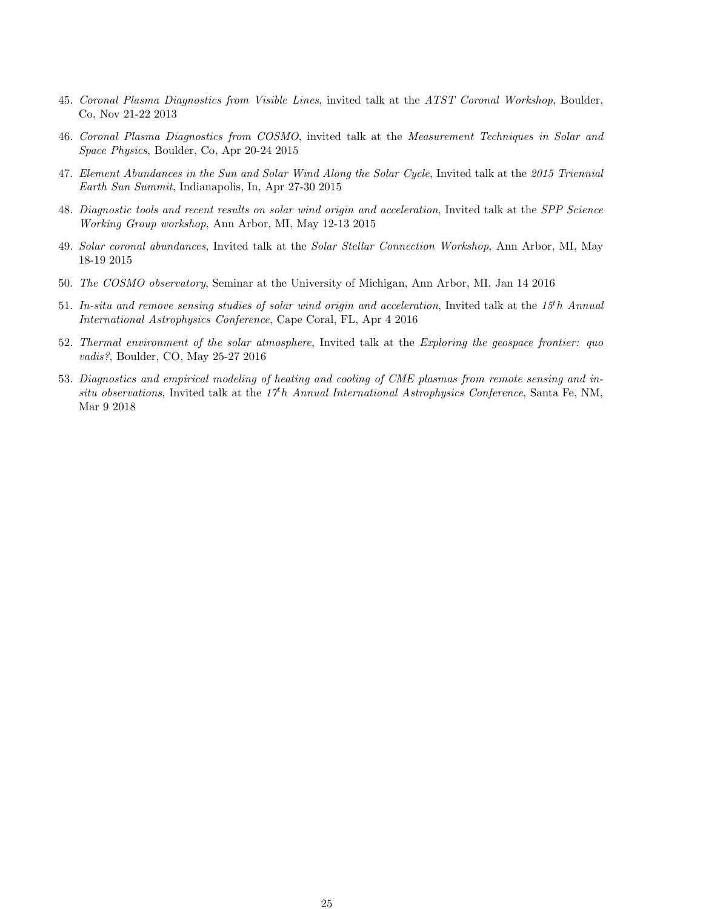45. *Coronal Plasma Diagnostics from Visible Lines*, invited talk at the *ATST Coronal Workshop*, Boulder, Co, Nov 21-22 2013

46. *Coronal Plasma Diagnostics from COSMO*, invited talk at the *Measurement Techniques in Solar and Space Physics*, Boulder, Co, Apr 20-24 2015

47. *Element Abundances in the Sun and Solar Wind Along the Solar Cycle*, Invited talk at the *2015 Triennial Earth Sun Summit*, Indianapolis, In, Apr 27-30 2015

48. *Diagnostic tools and recent results on solar wind origin and acceleration*, Invited talk at the *SPP Science Working Group workshop*, Ann Arbor, MI, May 12-13 2015

49. *Solar coronal abundances*, Invited talk at the *Solar Stellar Connection Workshop*, Ann Arbor, MI, May 18-19 2015

50. *The COSMO observatory*, Seminar at the University of Michigan, Ann Arbor, MI, Jan 14 2016

51. *In-situ and remove sensing studies of solar wind origin and acceleration*, Invited talk at the *15$^t$h Annual International Astrophysics Conference*, Cape Coral, FL, Apr 4 2016

52. *Thermal environment of the solar atmosphere*, Invited talk at the *Exploring the geospace frontier: quo vadis?*, Boulder, CO, May 25-27 2016

53. *Diagnostics and empirical modeling of heating and cooling of CME plasmas from remote sensing and in-situ observations*, Invited talk at the *17$^t$h Annual International Astrophysics Conference*, Santa Fe, NM, Mar 9 2018